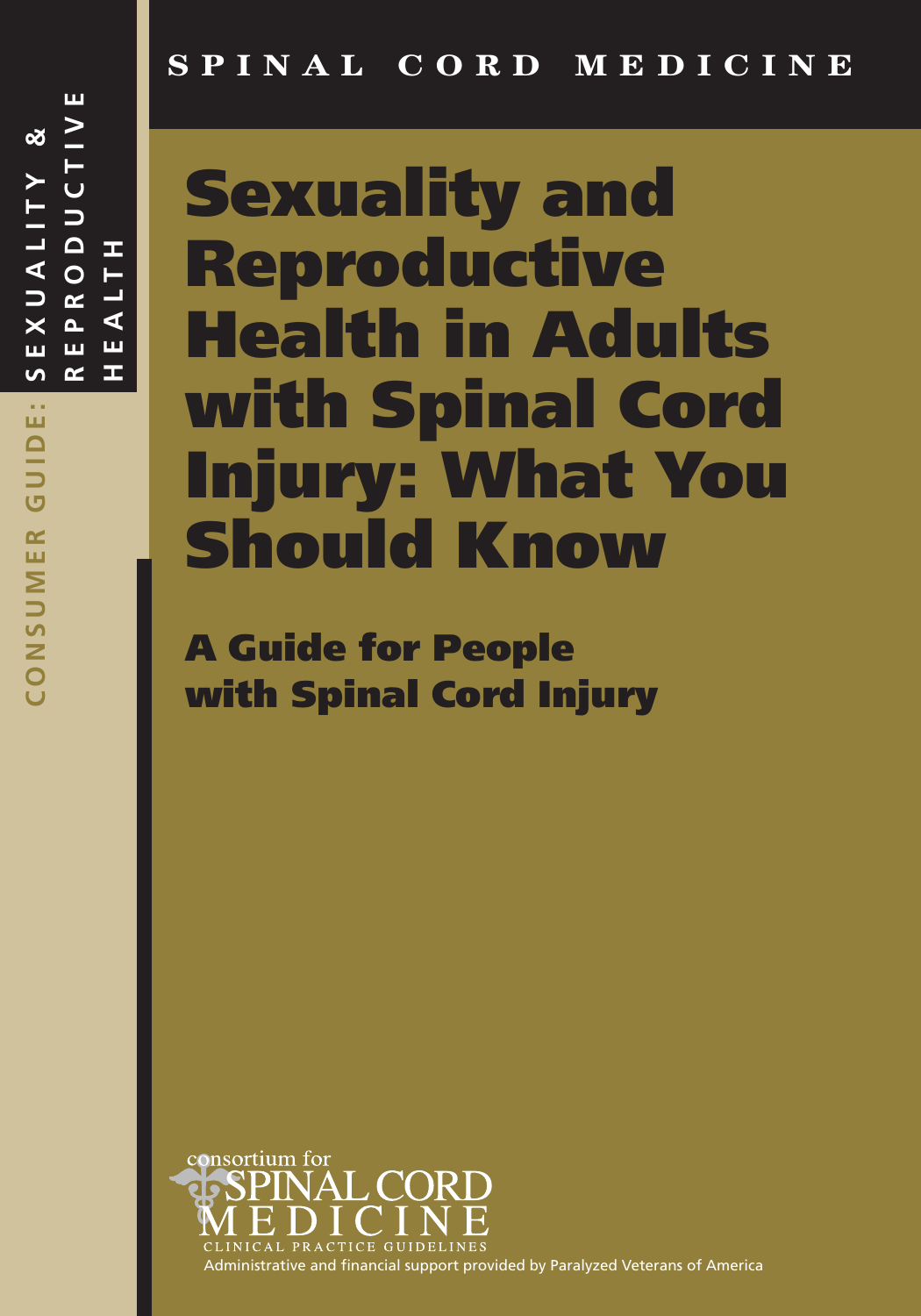SPINAL CORD MEDICINE

CONSUMER GUIDE: SEXUALITY & REPRODUCTIVE HEALTH

# Sexuality and Reproductive Health in Adults with Spinal Cord Injury: What You Should Know

## A Guide for People with Spinal Cord Injury

consortium for SPINAL CORD MEDICINE

CLINICAL PRACTICE GUIDELINES

Administrative and financial support provided by Paralyzed Veterans of America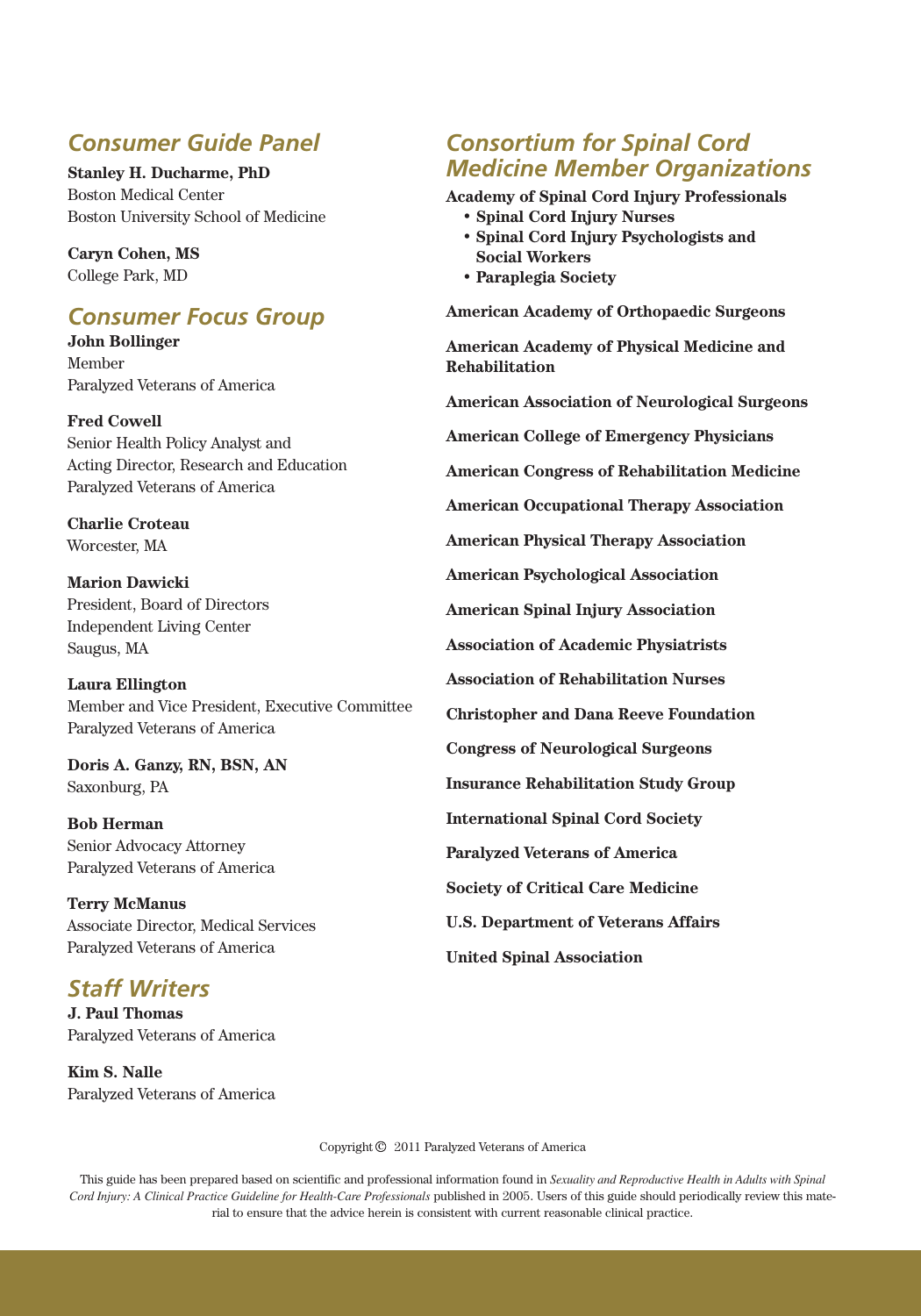## Consumer Guide Panel

**Stanley H. Ducharme, PhD**
Boston Medical Center
Boston University School of Medicine

**Caryn Cohen, MS**
College Park, MD

## Consumer Focus Group

**John Bollinger**
Member
Paralyzed Veterans of America

**Fred Cowell**
Senior Health Policy Analyst and
Acting Director, Research and Education
Paralyzed Veterans of America

**Charlie Croteau**
Worcester, MA

**Marion Dawicki**
President, Board of Directors
Independent Living Center
Saugus, MA

**Laura Ellington**
Member and Vice President, Executive Committee
Paralyzed Veterans of America

**Doris A. Ganzy, RN, BSN, AN**
Saxonburg, PA

**Bob Herman**
Senior Advocacy Attorney
Paralyzed Veterans of America

**Terry McManus**
Associate Director, Medical Services
Paralyzed Veterans of America

## Staff Writers

**J. Paul Thomas**
Paralyzed Veterans of America

**Kim S. Nalle**
Paralyzed Veterans of America

## Consortium for Spinal Cord Medicine Member Organizations

**Academy of Spinal Cord Injury Professionals**

- **Spinal Cord Injury Nurses**
- **Spinal Cord Injury Psychologists and Social Workers**
- **Paraplegia Society**

**American Academy of Orthopaedic Surgeons**

**American Academy of Physical Medicine and Rehabilitation**

**American Association of Neurological Surgeons**

**American College of Emergency Physicians**

**American Congress of Rehabilitation Medicine**

**American Occupational Therapy Association**

**American Physical Therapy Association**

**American Psychological Association**

**American Spinal Injury Association**

**Association of Academic Physiatrists**

**Association of Rehabilitation Nurses**

**Christopher and Dana Reeve Foundation**

**Congress of Neurological Surgeons**

**Insurance Rehabilitation Study Group**

**International Spinal Cord Society**

**Paralyzed Veterans of America**

**Society of Critical Care Medicine**

**U.S. Department of Veterans Affairs**

**United Spinal Association**

Copyright © 2011 Paralyzed Veterans of America

This guide has been prepared based on scientific and professional information found in *Sexuality and Reproductive Health in Adults with Spinal Cord Injury: A Clinical Practice Guideline for Health-Care Professionals* published in 2005. Users of this guide should periodically review this material to ensure that the advice herein is consistent with current reasonable clinical practice.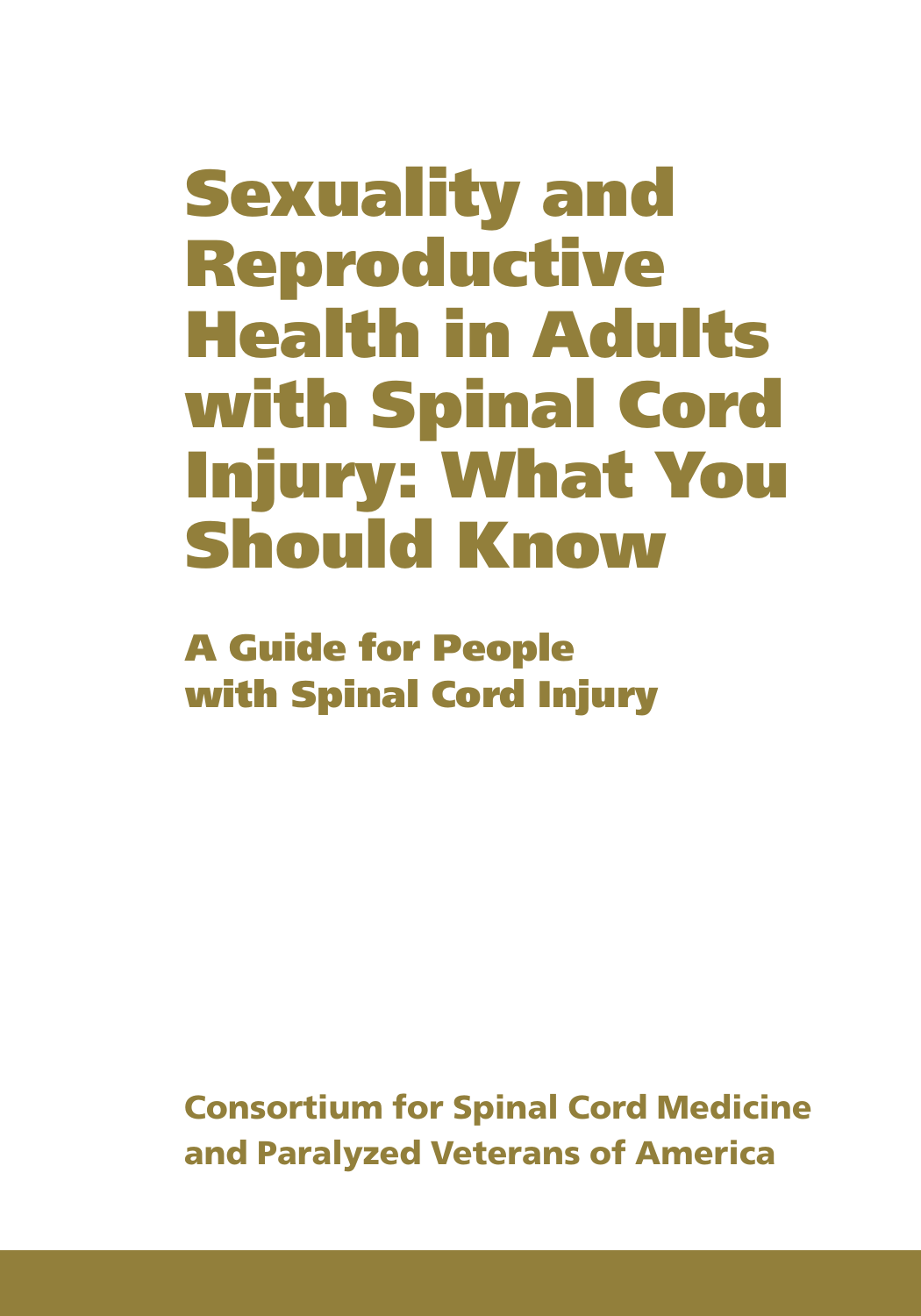# Sexuality and Reproductive Health in Adults with Spinal Cord Injury: What You Should Know

## A Guide for People with Spinal Cord Injury

**Consortium for Spinal Cord Medicine and Paralyzed Veterans of America**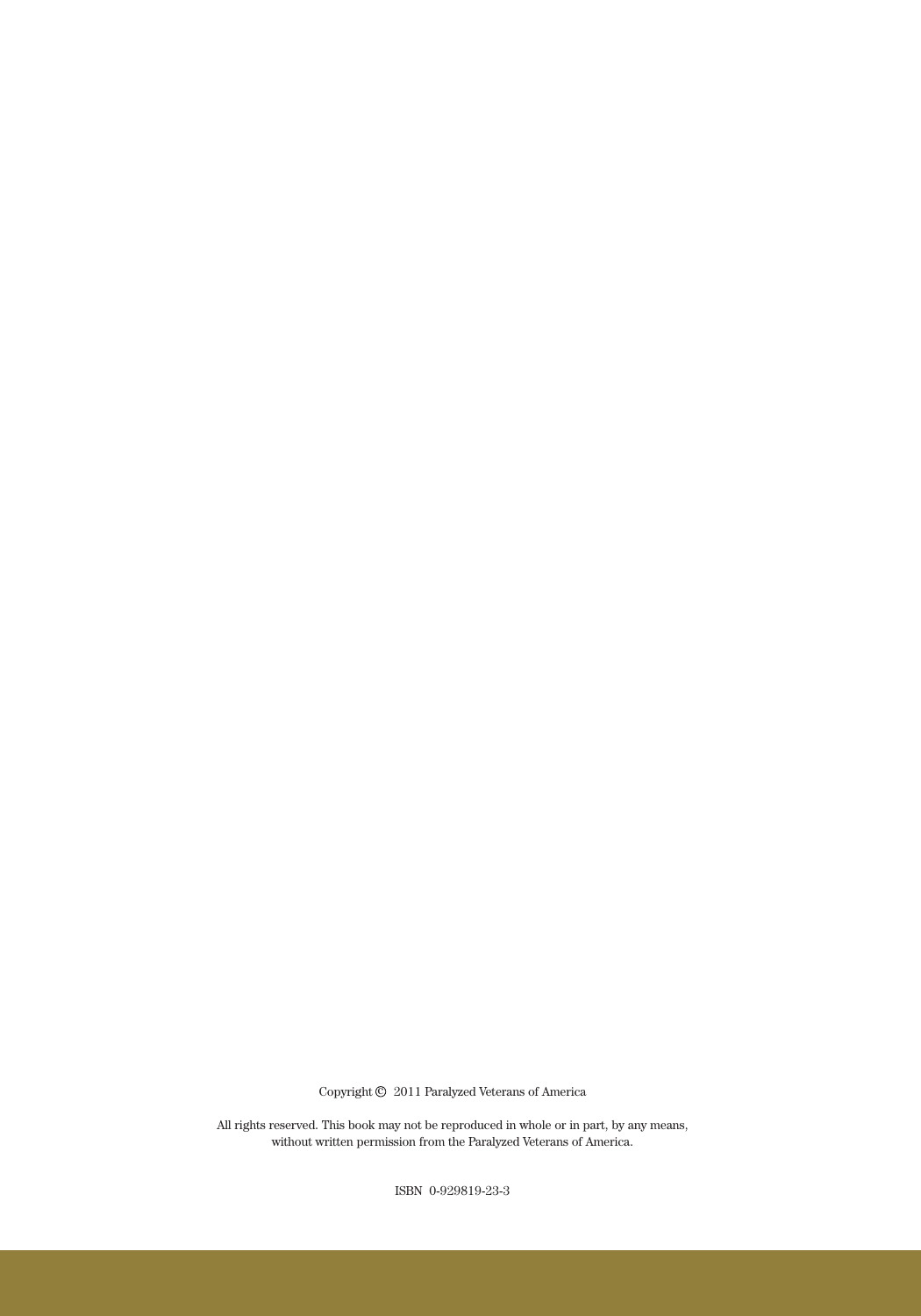Copyright © 2011 Paralyzed Veterans of America

All rights reserved. This book may not be reproduced in whole or in part, by any means, without written permission from the Paralyzed Veterans of America.

ISBN 0-929819-23-3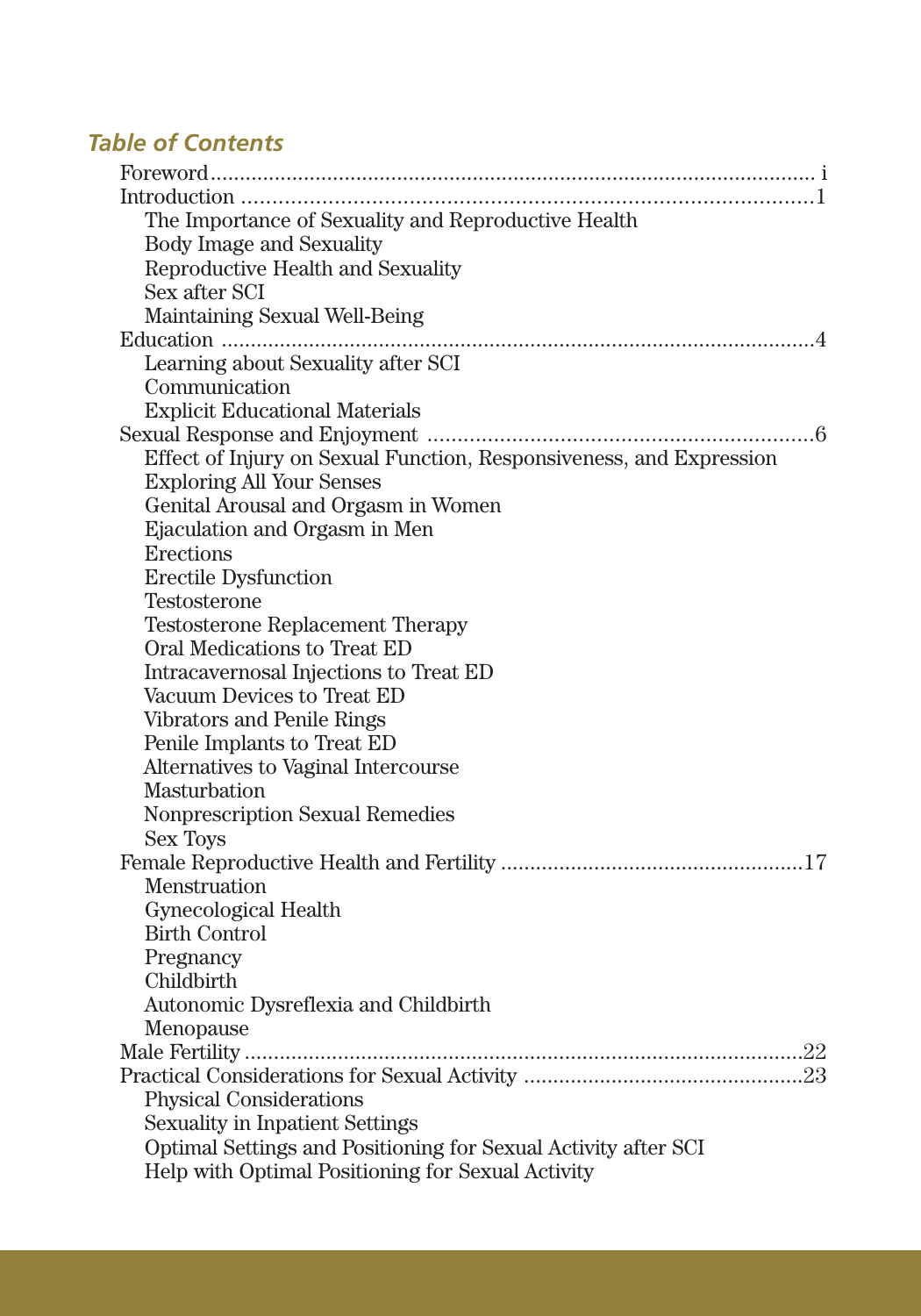## *Table of Contents*

Foreword ........................................................................ i
Introduction ........................................................................ 1
- The Importance of Sexuality and Reproductive Health
- Body Image and Sexuality
- Reproductive Health and Sexuality
- Sex after SCI
- Maintaining Sexual Well-Being

Education ........................................................................ 4
- Learning about Sexuality after SCI
- Communication
- Explicit Educational Materials

Sexual Response and Enjoyment ........................................................................ 6
- Effect of Injury on Sexual Function, Responsiveness, and Expression
- Exploring All Your Senses
- Genital Arousal and Orgasm in Women
- Ejaculation and Orgasm in Men
- Erections
- Erectile Dysfunction
- Testosterone
- Testosterone Replacement Therapy
- Oral Medications to Treat ED
- Intracavernosal Injections to Treat ED
- Vacuum Devices to Treat ED
- Vibrators and Penile Rings
- Penile Implants to Treat ED
- Alternatives to Vaginal Intercourse
- Masturbation
- Nonprescription Sexual Remedies
- Sex Toys

Female Reproductive Health and Fertility ........................................................................ 17
- Menstruation
- Gynecological Health
- Birth Control
- Pregnancy
- Childbirth
- Autonomic Dysreflexia and Childbirth
- Menopause

Male Fertility ........................................................................ 22

Practical Considerations for Sexual Activity ........................................................................ 23
- Physical Considerations
- Sexuality in Inpatient Settings
- Optimal Settings and Positioning for Sexual Activity after SCI
- Help with Optimal Positioning for Sexual Activity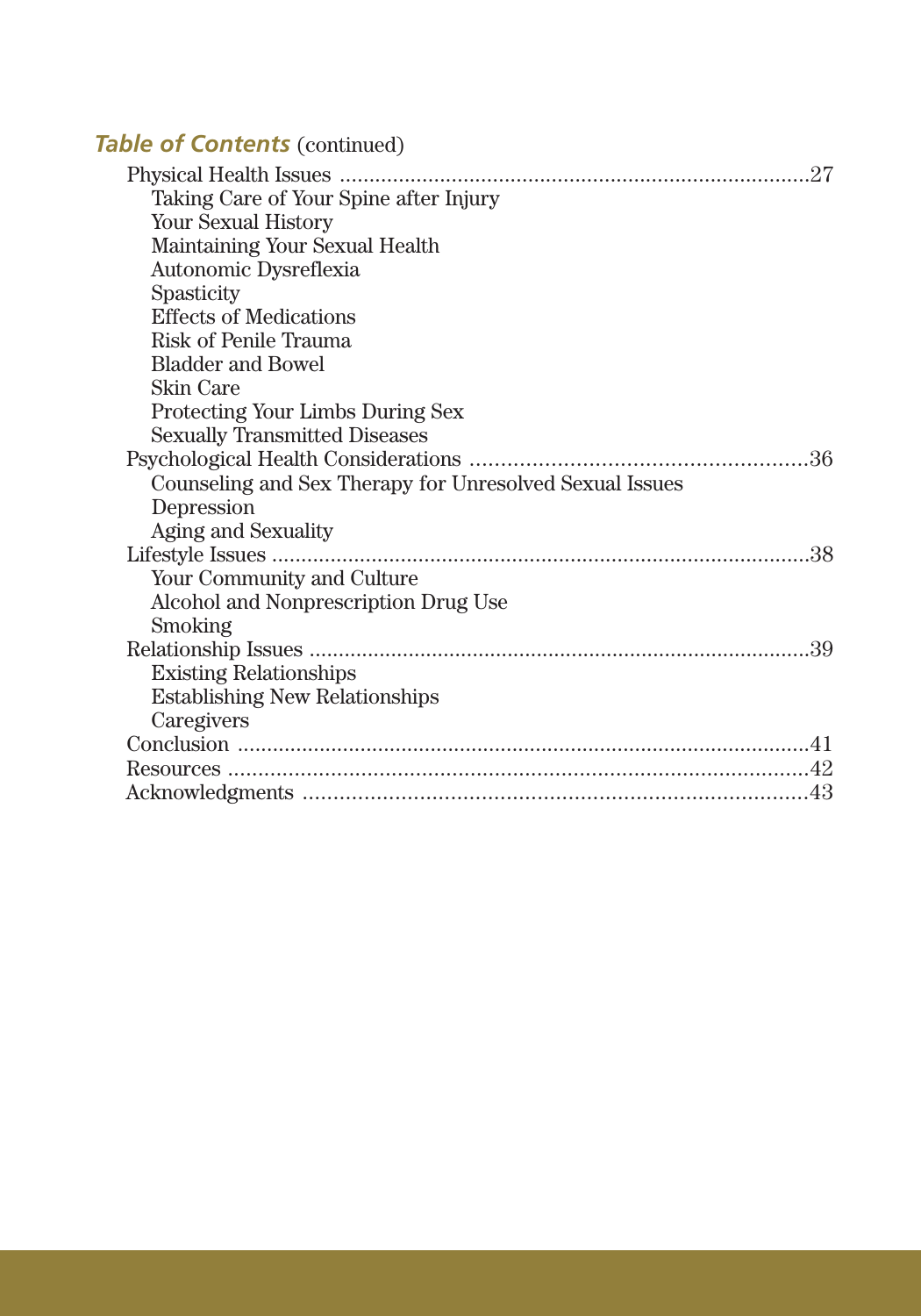## *Table of Contents* (continued)

- Physical Health Issues ....................................................27
  - Taking Care of Your Spine after Injury
  - Your Sexual History
  - Maintaining Your Sexual Health
  - Autonomic Dysreflexia
  - Spasticity
  - Effects of Medications
  - Risk of Penile Trauma
  - Bladder and Bowel
  - Skin Care
  - Protecting Your Limbs During Sex
  - Sexually Transmitted Diseases
- Psychological Health Considerations ....................................................36
  - Counseling and Sex Therapy for Unresolved Sexual Issues
  - Depression
  - Aging and Sexuality
- Lifestyle Issues ....................................................38
  - Your Community and Culture
  - Alcohol and Nonprescription Drug Use
  - Smoking
- Relationship Issues ....................................................39
  - Existing Relationships
  - Establishing New Relationships
  - Caregivers
- Conclusion ....................................................41
- Resources ....................................................42
- Acknowledgments ....................................................43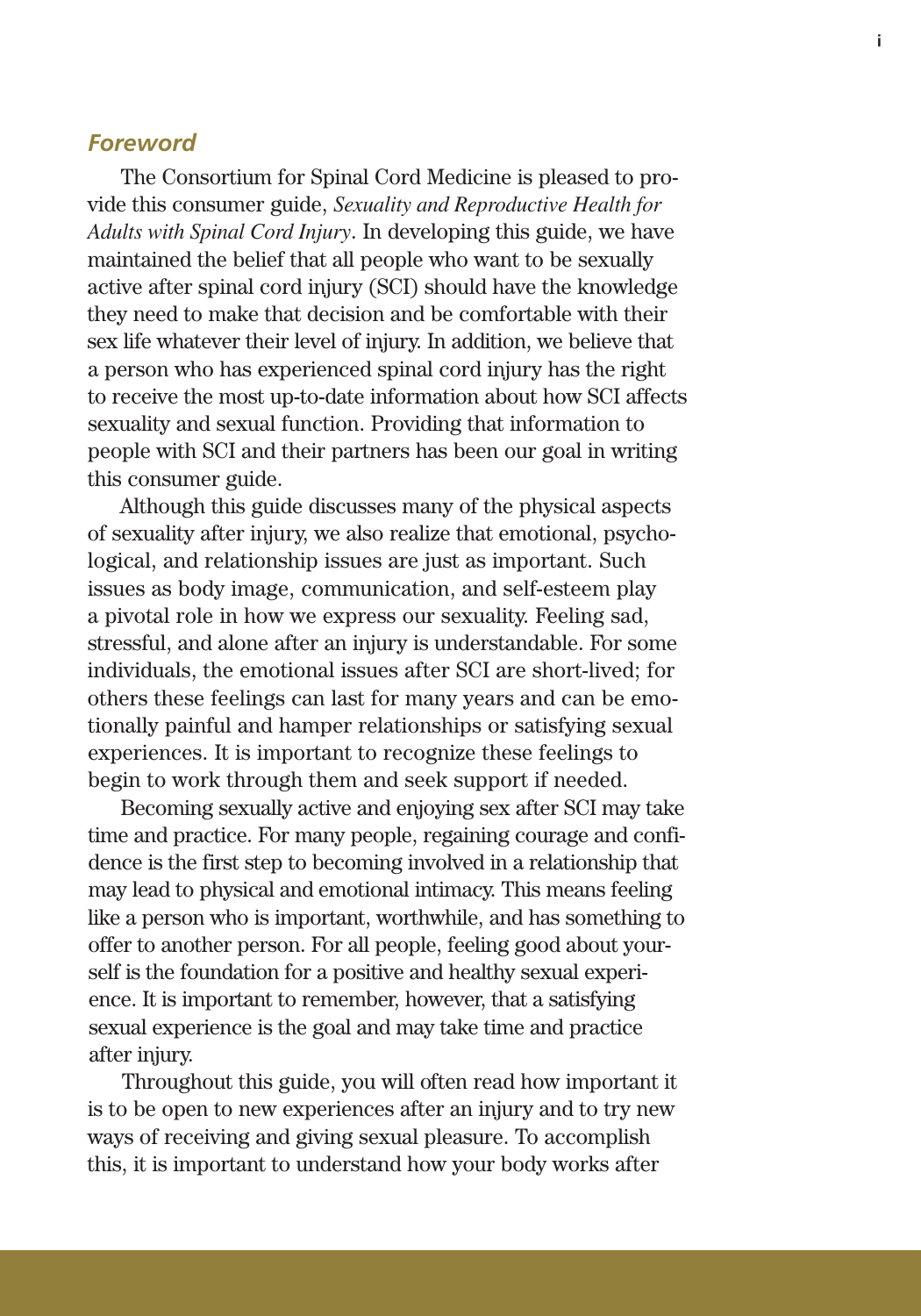## *Foreword*

The Consortium for Spinal Cord Medicine is pleased to provide this consumer guide, *Sexuality and Reproductive Health for Adults with Spinal Cord Injury*. In developing this guide, we have maintained the belief that all people who want to be sexually active after spinal cord injury (SCI) should have the knowledge they need to make that decision and be comfortable with their sex life whatever their level of injury. In addition, we believe that a person who has experienced spinal cord injury has the right to receive the most up-to-date information about how SCI affects sexuality and sexual function. Providing that information to people with SCI and their partners has been our goal in writing this consumer guide.

Although this guide discusses many of the physical aspects of sexuality after injury, we also realize that emotional, psychological, and relationship issues are just as important. Such issues as body image, communication, and self-esteem play a pivotal role in how we express our sexuality. Feeling sad, stressful, and alone after an injury is understandable. For some individuals, the emotional issues after SCI are short-lived; for others these feelings can last for many years and can be emotionally painful and hamper relationships or satisfying sexual experiences. It is important to recognize these feelings to begin to work through them and seek support if needed.

Becoming sexually active and enjoying sex after SCI may take time and practice. For many people, regaining courage and confidence is the first step to becoming involved in a relationship that may lead to physical and emotional intimacy. This means feeling like a person who is important, worthwhile, and has something to offer to another person. For all people, feeling good about yourself is the foundation for a positive and healthy sexual experience. It is important to remember, however, that a satisfying sexual experience is the goal and may take time and practice after injury.

Throughout this guide, you will often read how important it is to be open to new experiences after an injury and to try new ways of receiving and giving sexual pleasure. To accomplish this, it is important to understand how your body works after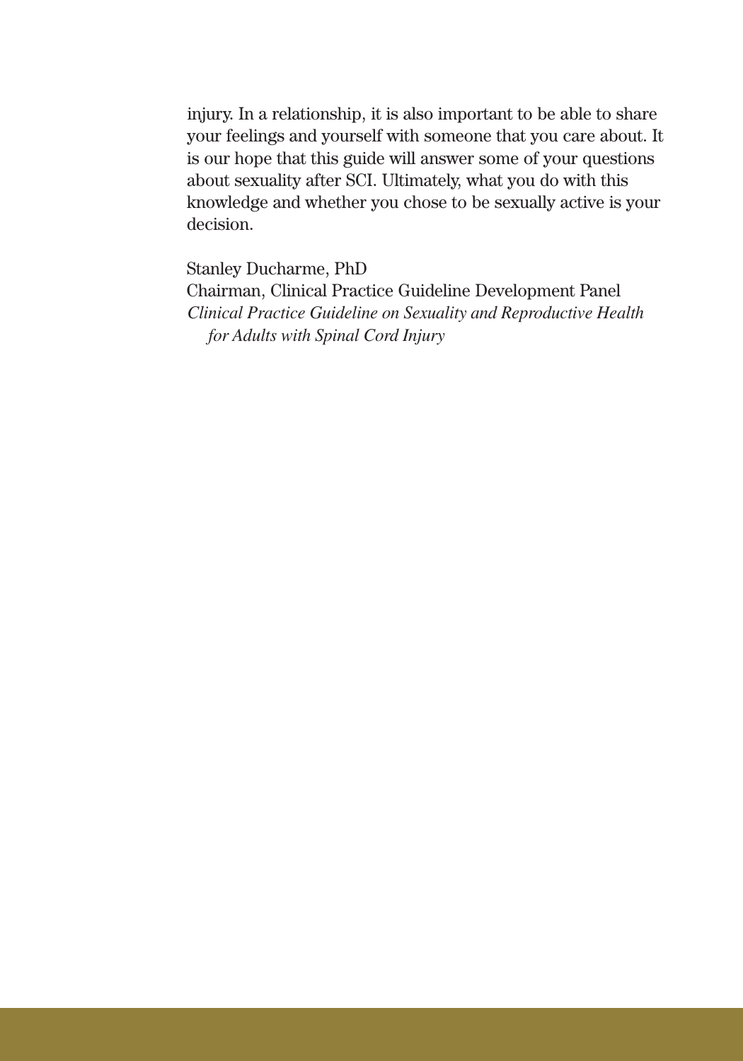injury. In a relationship, it is also important to be able to share your feelings and yourself with someone that you care about. It is our hope that this guide will answer some of your questions about sexuality after SCI. Ultimately, what you do with this knowledge and whether you chose to be sexually active is your decision.

Stanley Ducharme, PhD  
Chairman, Clinical Practice Guideline Development Panel  
*Clinical Practice Guideline on Sexuality and Reproductive Health for Adults with Spinal Cord Injury*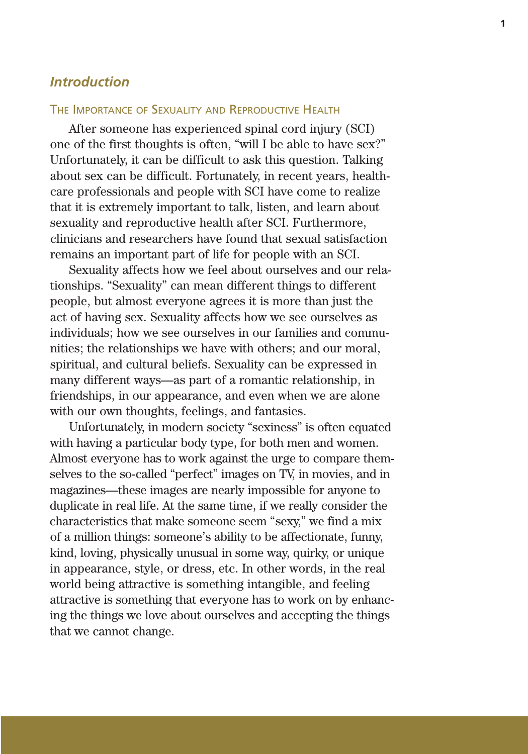## *Introduction*

### The Importance of Sexuality and Reproductive Health

After someone has experienced spinal cord injury (SCI) one of the first thoughts is often, "will I be able to have sex?" Unfortunately, it can be difficult to ask this question. Talking about sex can be difficult. Fortunately, in recent years, healthcare professionals and people with SCI have come to realize that it is extremely important to talk, listen, and learn about sexuality and reproductive health after SCI. Furthermore, clinicians and researchers have found that sexual satisfaction remains an important part of life for people with an SCI.

Sexuality affects how we feel about ourselves and our relationships. "Sexuality" can mean different things to different people, but almost everyone agrees it is more than just the act of having sex. Sexuality affects how we see ourselves as individuals; how we see ourselves in our families and communities; the relationships we have with others; and our moral, spiritual, and cultural beliefs. Sexuality can be expressed in many different ways—as part of a romantic relationship, in friendships, in our appearance, and even when we are alone with our own thoughts, feelings, and fantasies.

Unfortunately, in modern society "sexiness" is often equated with having a particular body type, for both men and women. Almost everyone has to work against the urge to compare themselves to the so-called "perfect" images on TV, in movies, and in magazines—these images are nearly impossible for anyone to duplicate in real life. At the same time, if we really consider the characteristics that make someone seem "sexy," we find a mix of a million things: someone's ability to be affectionate, funny, kind, loving, physically unusual in some way, quirky, or unique in appearance, style, or dress, etc. In other words, in the real world being attractive is something intangible, and feeling attractive is something that everyone has to work on by enhancing the things we love about ourselves and accepting the things that we cannot change.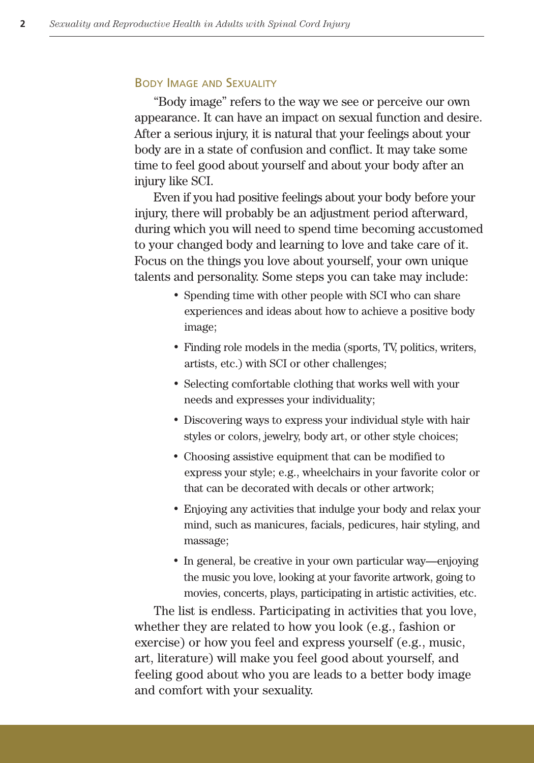## Body Image and Sexuality

"Body image" refers to the way we see or perceive our own appearance. It can have an impact on sexual function and desire. After a serious injury, it is natural that your feelings about your body are in a state of confusion and conflict. It may take some time to feel good about yourself and about your body after an injury like SCI.

Even if you had positive feelings about your body before your injury, there will probably be an adjustment period afterward, during which you will need to spend time becoming accustomed to your changed body and learning to love and take care of it. Focus on the things you love about yourself, your own unique talents and personality. Some steps you can take may include:

- Spending time with other people with SCI who can share experiences and ideas about how to achieve a positive body image;
- Finding role models in the media (sports, TV, politics, writers, artists, etc.) with SCI or other challenges;
- Selecting comfortable clothing that works well with your needs and expresses your individuality;
- Discovering ways to express your individual style with hair styles or colors, jewelry, body art, or other style choices;
- Choosing assistive equipment that can be modified to express your style; e.g., wheelchairs in your favorite color or that can be decorated with decals or other artwork;
- Enjoying any activities that indulge your body and relax your mind, such as manicures, facials, pedicures, hair styling, and massage;
- In general, be creative in your own particular way—enjoying the music you love, looking at your favorite artwork, going to movies, concerts, plays, participating in artistic activities, etc.

The list is endless. Participating in activities that you love, whether they are related to how you look (e.g., fashion or exercise) or how you feel and express yourself (e.g., music, art, literature) will make you feel good about yourself, and feeling good about who you are leads to a better body image and comfort with your sexuality.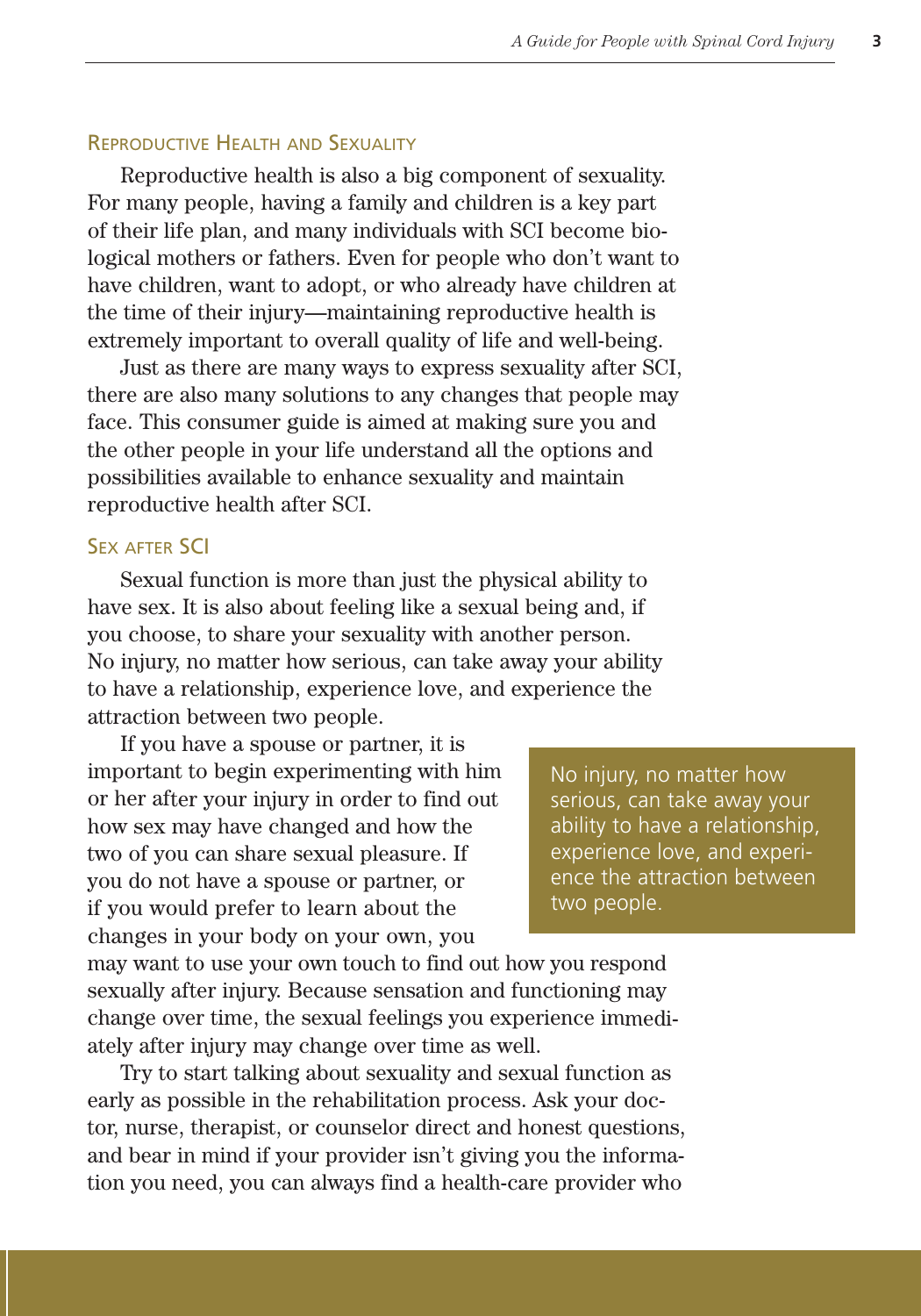## Reproductive Health and Sexuality

Reproductive health is also a big component of sexuality. For many people, having a family and children is a key part of their life plan, and many individuals with SCI become biological mothers or fathers. Even for people who don't want to have children, want to adopt, or who already have children at the time of their injury—maintaining reproductive health is extremely important to overall quality of life and well-being.

Just as there are many ways to express sexuality after SCI, there are also many solutions to any changes that people may face. This consumer guide is aimed at making sure you and the other people in your life understand all the options and possibilities available to enhance sexuality and maintain reproductive health after SCI.

## Sex after SCI

Sexual function is more than just the physical ability to have sex. It is also about feeling like a sexual being and, if you choose, to share your sexuality with another person. No injury, no matter how serious, can take away your ability to have a relationship, experience love, and experience the attraction between two people.

If you have a spouse or partner, it is important to begin experimenting with him or her after your injury in order to find out how sex may have changed and how the two of you can share sexual pleasure. If you do not have a spouse or partner, or if you would prefer to learn about the changes in your body on your own, you may want to use your own touch to find out how you respond sexually after injury. Because sensation and functioning may change over time, the sexual feelings you experience immediately after injury may change over time as well.

> No injury, no matter how serious, can take away your ability to have a relationship, experience love, and experience the attraction between two people.

Try to start talking about sexuality and sexual function as early as possible in the rehabilitation process. Ask your doctor, nurse, therapist, or counselor direct and honest questions, and bear in mind if your provider isn't giving you the information you need, you can always find a health-care provider who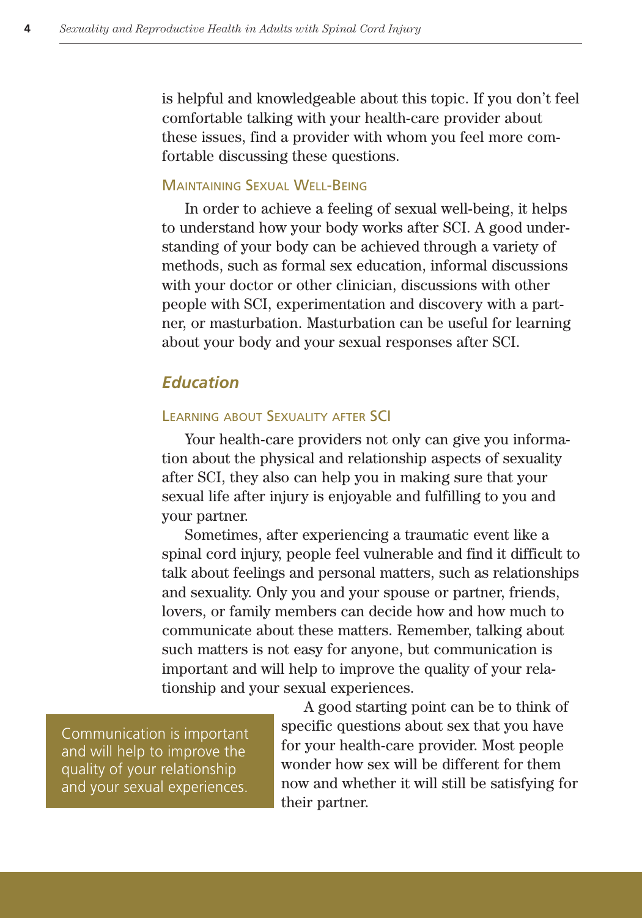is helpful and knowledgeable about this topic. If you don't feel comfortable talking with your health-care provider about these issues, find a provider with whom you feel more comfortable discussing these questions.

#### Maintaining Sexual Well-Being

In order to achieve a feeling of sexual well-being, it helps to understand how your body works after SCI. A good understanding of your body can be achieved through a variety of methods, such as formal sex education, informal discussions with your doctor or other clinician, discussions with other people with SCI, experimentation and discovery with a partner, or masturbation. Masturbation can be useful for learning about your body and your sexual responses after SCI.

### *Education*

#### Learning about Sexuality after SCI

Your health-care providers not only can give you information about the physical and relationship aspects of sexuality after SCI, they also can help you in making sure that your sexual life after injury is enjoyable and fulfilling to you and your partner.

Sometimes, after experiencing a traumatic event like a spinal cord injury, people feel vulnerable and find it difficult to talk about feelings and personal matters, such as relationships and sexuality. Only you and your spouse or partner, friends, lovers, or family members can decide how and how much to communicate about these matters. Remember, talking about such matters is not easy for anyone, but communication is important and will help to improve the quality of your relationship and your sexual experiences.

> Communication is important and will help to improve the quality of your relationship and your sexual experiences.

A good starting point can be to think of specific questions about sex that you have for your health-care provider. Most people wonder how sex will be different for them now and whether it will still be satisfying for their partner.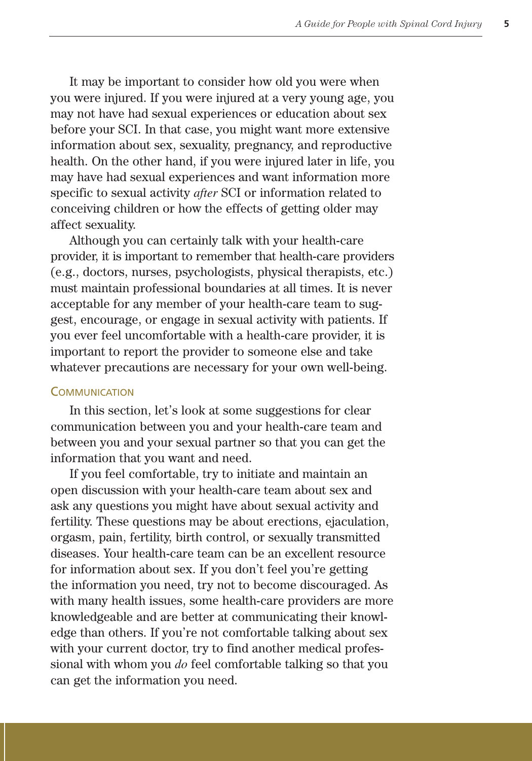It may be important to consider how old you were when you were injured. If you were injured at a very young age, you may not have had sexual experiences or education about sex before your SCI. In that case, you might want more extensive information about sex, sexuality, pregnancy, and reproductive health. On the other hand, if you were injured later in life, you may have had sexual experiences and want information more specific to sexual activity *after* SCI or information related to conceiving children or how the effects of getting older may affect sexuality.

Although you can certainly talk with your health-care provider, it is important to remember that health-care providers (e.g., doctors, nurses, psychologists, physical therapists, etc.) must maintain professional boundaries at all times. It is never acceptable for any member of your health-care team to suggest, encourage, or engage in sexual activity with patients. If you ever feel uncomfortable with a health-care provider, it is important to report the provider to someone else and take whatever precautions are necessary for your own well-being.

## Communication

In this section, let's look at some suggestions for clear communication between you and your health-care team and between you and your sexual partner so that you can get the information that you want and need.

If you feel comfortable, try to initiate and maintain an open discussion with your health-care team about sex and ask any questions you might have about sexual activity and fertility. These questions may be about erections, ejaculation, orgasm, pain, fertility, birth control, or sexually transmitted diseases. Your health-care team can be an excellent resource for information about sex. If you don't feel you're getting the information you need, try not to become discouraged. As with many health issues, some health-care providers are more knowledgeable and are better at communicating their knowledge than others. If you're not comfortable talking about sex with your current doctor, try to find another medical professional with whom you *do* feel comfortable talking so that you can get the information you need.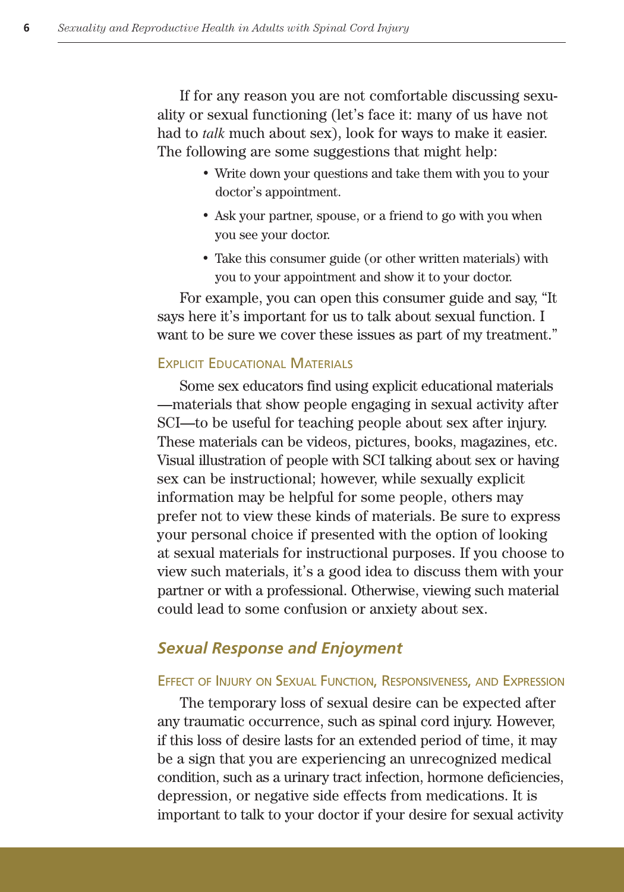If for any reason you are not comfortable discussing sexuality or sexual functioning (let's face it: many of us have not had to *talk* much about sex), look for ways to make it easier. The following are some suggestions that might help:

- Write down your questions and take them with you to your doctor's appointment.
- Ask your partner, spouse, or a friend to go with you when you see your doctor.
- Take this consumer guide (or other written materials) with you to your appointment and show it to your doctor.

For example, you can open this consumer guide and say, "It says here it's important for us to talk about sexual function. I want to be sure we cover these issues as part of my treatment."

#### Explicit Educational Materials

Some sex educators find using explicit educational materials —materials that show people engaging in sexual activity after SCI—to be useful for teaching people about sex after injury. These materials can be videos, pictures, books, magazines, etc. Visual illustration of people with SCI talking about sex or having sex can be instructional; however, while sexually explicit information may be helpful for some people, others may prefer not to view these kinds of materials. Be sure to express your personal choice if presented with the option of looking at sexual materials for instructional purposes. If you choose to view such materials, it's a good idea to discuss them with your partner or with a professional. Otherwise, viewing such material could lead to some confusion or anxiety about sex.

### *Sexual Response and Enjoyment*

#### Effect of Injury on Sexual Function, Responsiveness, and Expression

The temporary loss of sexual desire can be expected after any traumatic occurrence, such as spinal cord injury. However, if this loss of desire lasts for an extended period of time, it may be a sign that you are experiencing an unrecognized medical condition, such as a urinary tract infection, hormone deficiencies, depression, or negative side effects from medications. It is important to talk to your doctor if your desire for sexual activity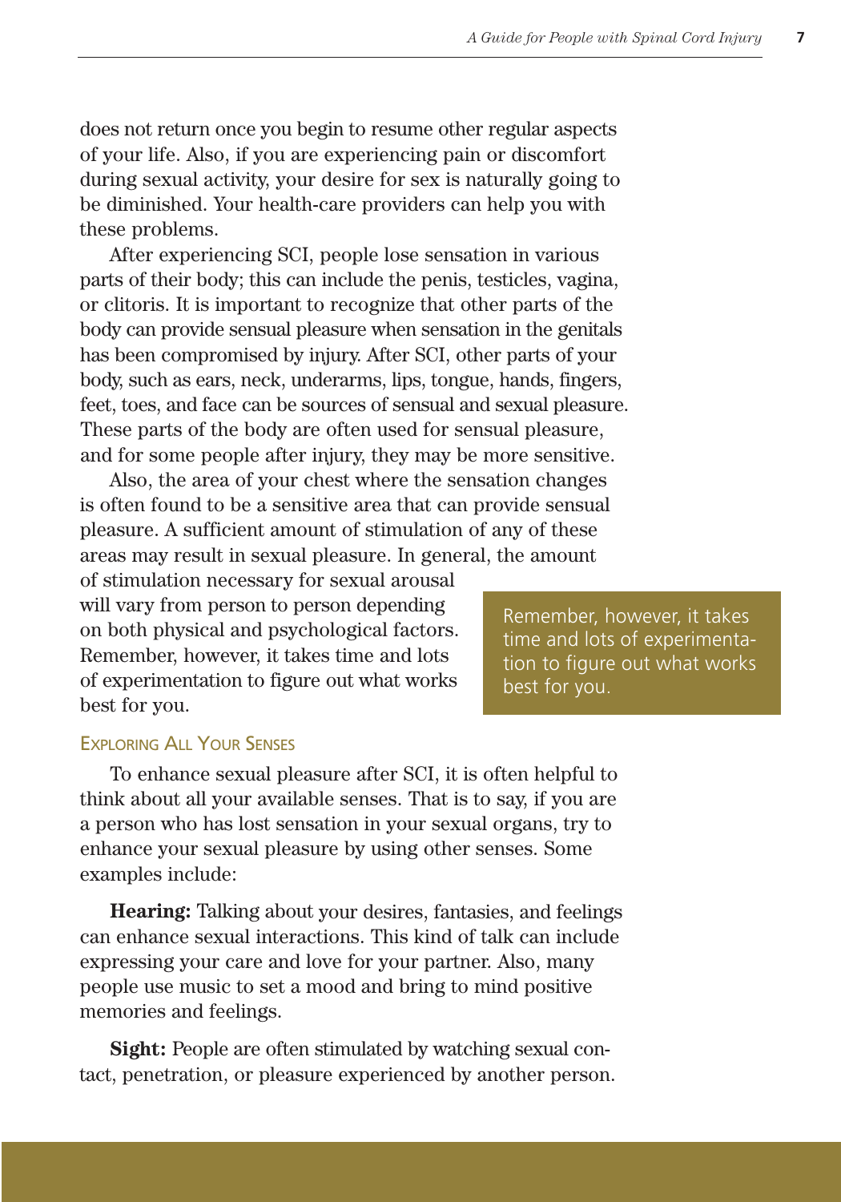does not return once you begin to resume other regular aspects of your life. Also, if you are experiencing pain or discomfort during sexual activity, your desire for sex is naturally going to be diminished. Your health-care providers can help you with these problems.

After experiencing SCI, people lose sensation in various parts of their body; this can include the penis, testicles, vagina, or clitoris. It is important to recognize that other parts of the body can provide sensual pleasure when sensation in the genitals has been compromised by injury. After SCI, other parts of your body, such as ears, neck, underarms, lips, tongue, hands, fingers, feet, toes, and face can be sources of sensual and sexual pleasure. These parts of the body are often used for sensual pleasure, and for some people after injury, they may be more sensitive.

Also, the area of your chest where the sensation changes is often found to be a sensitive area that can provide sensual pleasure. A sufficient amount of stimulation of any of these areas may result in sexual pleasure. In general, the amount of stimulation necessary for sexual arousal will vary from person to person depending on both physical and psychological factors. Remember, however, it takes time and lots of experimentation to figure out what works best for you.

> Remember, however, it takes time and lots of experimentation to figure out what works best for you.

### Exploring All Your Senses

To enhance sexual pleasure after SCI, it is often helpful to think about all your available senses. That is to say, if you are a person who has lost sensation in your sexual organs, try to enhance your sexual pleasure by using other senses. Some examples include:

**Hearing:** Talking about your desires, fantasies, and feelings can enhance sexual interactions. This kind of talk can include expressing your care and love for your partner. Also, many people use music to set a mood and bring to mind positive memories and feelings.

**Sight:** People are often stimulated by watching sexual contact, penetration, or pleasure experienced by another person.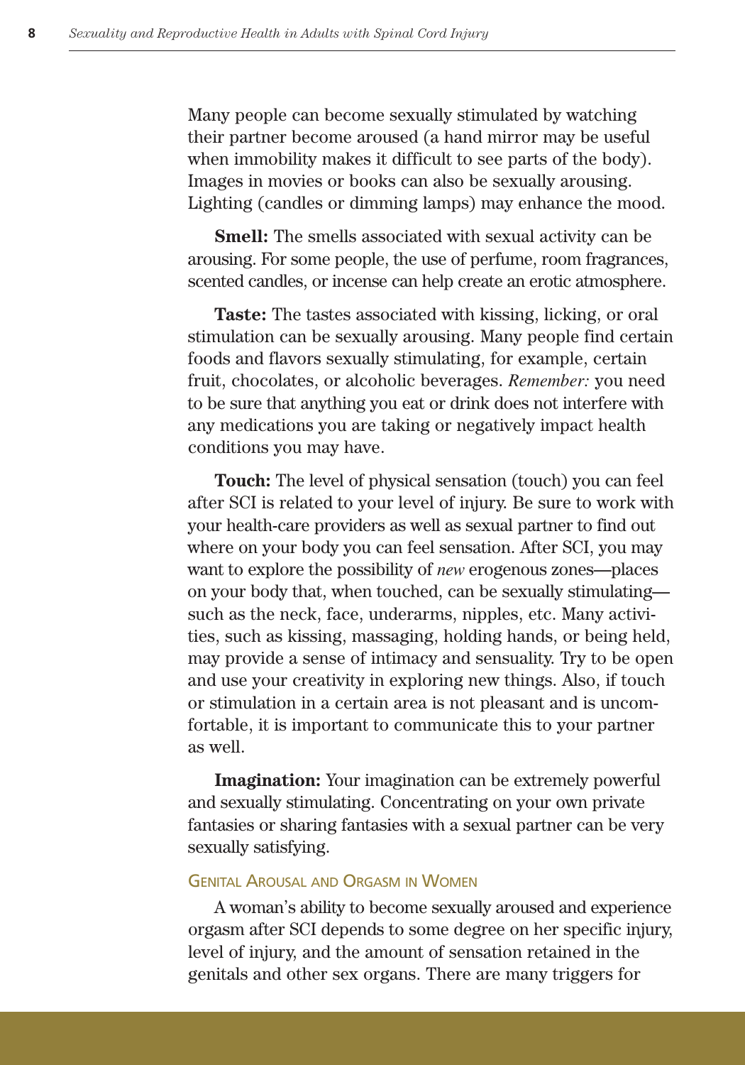Many people can become sexually stimulated by watching their partner become aroused (a hand mirror may be useful when immobility makes it difficult to see parts of the body). Images in movies or books can also be sexually arousing. Lighting (candles or dimming lamps) may enhance the mood.

**Smell:** The smells associated with sexual activity can be arousing. For some people, the use of perfume, room fragrances, scented candles, or incense can help create an erotic atmosphere.

**Taste:** The tastes associated with kissing, licking, or oral stimulation can be sexually arousing. Many people find certain foods and flavors sexually stimulating, for example, certain fruit, chocolates, or alcoholic beverages. *Remember:* you need to be sure that anything you eat or drink does not interfere with any medications you are taking or negatively impact health conditions you may have.

**Touch:** The level of physical sensation (touch) you can feel after SCI is related to your level of injury. Be sure to work with your health-care providers as well as sexual partner to find out where on your body you can feel sensation. After SCI, you may want to explore the possibility of *new* erogenous zones—places on your body that, when touched, can be sexually stimulating—such as the neck, face, underarms, nipples, etc. Many activities, such as kissing, massaging, holding hands, or being held, may provide a sense of intimacy and sensuality. Try to be open and use your creativity in exploring new things. Also, if touch or stimulation in a certain area is not pleasant and is uncomfortable, it is important to communicate this to your partner as well.

**Imagination:** Your imagination can be extremely powerful and sexually stimulating. Concentrating on your own private fantasies or sharing fantasies with a sexual partner can be very sexually satisfying.

### Genital Arousal and Orgasm in Women

A woman's ability to become sexually aroused and experience orgasm after SCI depends to some degree on her specific injury, level of injury, and the amount of sensation retained in the genitals and other sex organs. There are many triggers for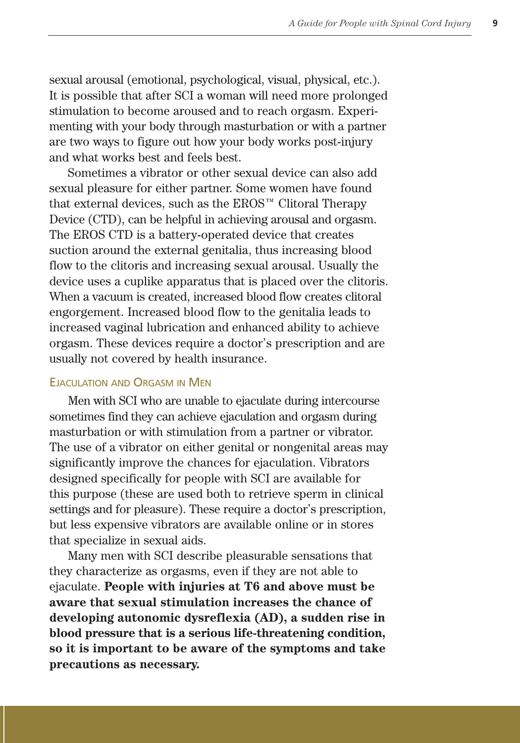sexual arousal (emotional, psychological, visual, physical, etc.). It is possible that after SCI a woman will need more prolonged stimulation to become aroused and to reach orgasm. Experimenting with your body through masturbation or with a partner are two ways to figure out how your body works post-injury and what works best and feels best.

Sometimes a vibrator or other sexual device can also add sexual pleasure for either partner. Some women have found that external devices, such as the EROS™ Clitoral Therapy Device (CTD), can be helpful in achieving arousal and orgasm. The EROS CTD is a battery-operated device that creates suction around the external genitalia, thus increasing blood flow to the clitoris and increasing sexual arousal. Usually the device uses a cuplike apparatus that is placed over the clitoris. When a vacuum is created, increased blood flow creates clitoral engorgement. Increased blood flow to the genitalia leads to increased vaginal lubrication and enhanced ability to achieve orgasm. These devices require a doctor's prescription and are usually not covered by health insurance.

### Ejaculation and Orgasm in Men

Men with SCI who are unable to ejaculate during intercourse sometimes find they can achieve ejaculation and orgasm during masturbation or with stimulation from a partner or vibrator. The use of a vibrator on either genital or nongenital areas may significantly improve the chances for ejaculation. Vibrators designed specifically for people with SCI are available for this purpose (these are used both to retrieve sperm in clinical settings and for pleasure). These require a doctor's prescription, but less expensive vibrators are available online or in stores that specialize in sexual aids.

Many men with SCI describe pleasurable sensations that they characterize as orgasms, even if they are not able to ejaculate. **People with injuries at T6 and above must be aware that sexual stimulation increases the chance of developing autonomic dysreflexia (AD), a sudden rise in blood pressure that is a serious life-threatening condition, so it is important to be aware of the symptoms and take precautions as necessary.**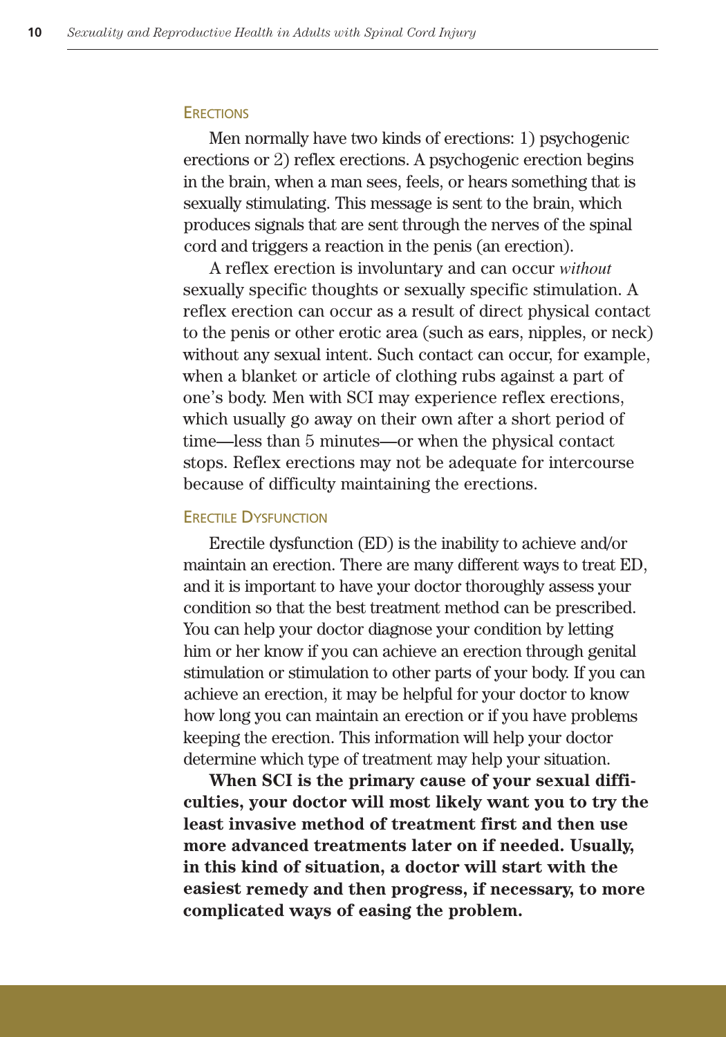### Erections

Men normally have two kinds of erections: 1) psychogenic erections or 2) reflex erections. A psychogenic erection begins in the brain, when a man sees, feels, or hears something that is sexually stimulating. This message is sent to the brain, which produces signals that are sent through the nerves of the spinal cord and triggers a reaction in the penis (an erection).

A reflex erection is involuntary and can occur *without* sexually specific thoughts or sexually specific stimulation. A reflex erection can occur as a result of direct physical contact to the penis or other erotic area (such as ears, nipples, or neck) without any sexual intent. Such contact can occur, for example, when a blanket or article of clothing rubs against a part of one's body. Men with SCI may experience reflex erections, which usually go away on their own after a short period of time—less than 5 minutes—or when the physical contact stops. Reflex erections may not be adequate for intercourse because of difficulty maintaining the erections.

### Erectile Dysfunction

Erectile dysfunction (ED) is the inability to achieve and/or maintain an erection. There are many different ways to treat ED, and it is important to have your doctor thoroughly assess your condition so that the best treatment method can be prescribed. You can help your doctor diagnose your condition by letting him or her know if you can achieve an erection through genital stimulation or stimulation to other parts of your body. If you can achieve an erection, it may be helpful for your doctor to know how long you can maintain an erection or if you have problems keeping the erection. This information will help your doctor determine which type of treatment may help your situation.

**When SCI is the primary cause of your sexual difficulties, your doctor will most likely want you to try the least invasive method of treatment first and then use more advanced treatments later on if needed. Usually, in this kind of situation, a doctor will start with the easiest remedy and then progress, if necessary, to more complicated ways of easing the problem.**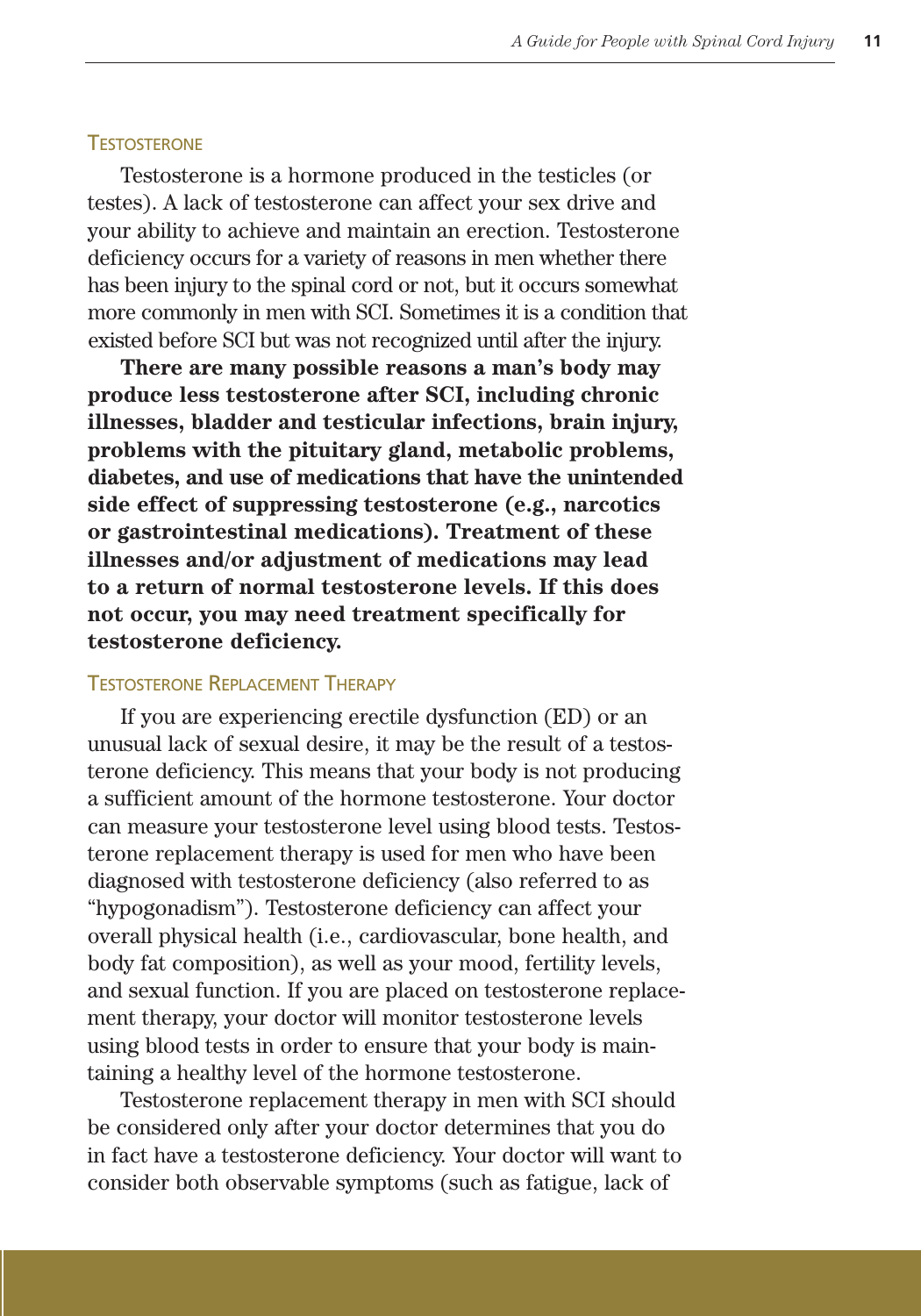### Testosterone

Testosterone is a hormone produced in the testicles (or testes). A lack of testosterone can affect your sex drive and your ability to achieve and maintain an erection. Testosterone deficiency occurs for a variety of reasons in men whether there has been injury to the spinal cord or not, but it occurs somewhat more commonly in men with SCI. Sometimes it is a condition that existed before SCI but was not recognized until after the injury.

**There are many possible reasons a man's body may produce less testosterone after SCI, including chronic illnesses, bladder and testicular infections, brain injury, problems with the pituitary gland, metabolic problems, diabetes, and use of medications that have the unintended side effect of suppressing testosterone (e.g., narcotics or gastrointestinal medications). Treatment of these illnesses and/or adjustment of medications may lead to a return of normal testosterone levels. If this does not occur, you may need treatment specifically for testosterone deficiency.**

### Testosterone Replacement Therapy

If you are experiencing erectile dysfunction (ED) or an unusual lack of sexual desire, it may be the result of a testosterone deficiency. This means that your body is not producing a sufficient amount of the hormone testosterone. Your doctor can measure your testosterone level using blood tests. Testosterone replacement therapy is used for men who have been diagnosed with testosterone deficiency (also referred to as "hypogonadism"). Testosterone deficiency can affect your overall physical health (i.e., cardiovascular, bone health, and body fat composition), as well as your mood, fertility levels, and sexual function. If you are placed on testosterone replacement therapy, your doctor will monitor testosterone levels using blood tests in order to ensure that your body is maintaining a healthy level of the hormone testosterone.

Testosterone replacement therapy in men with SCI should be considered only after your doctor determines that you do in fact have a testosterone deficiency. Your doctor will want to consider both observable symptoms (such as fatigue, lack of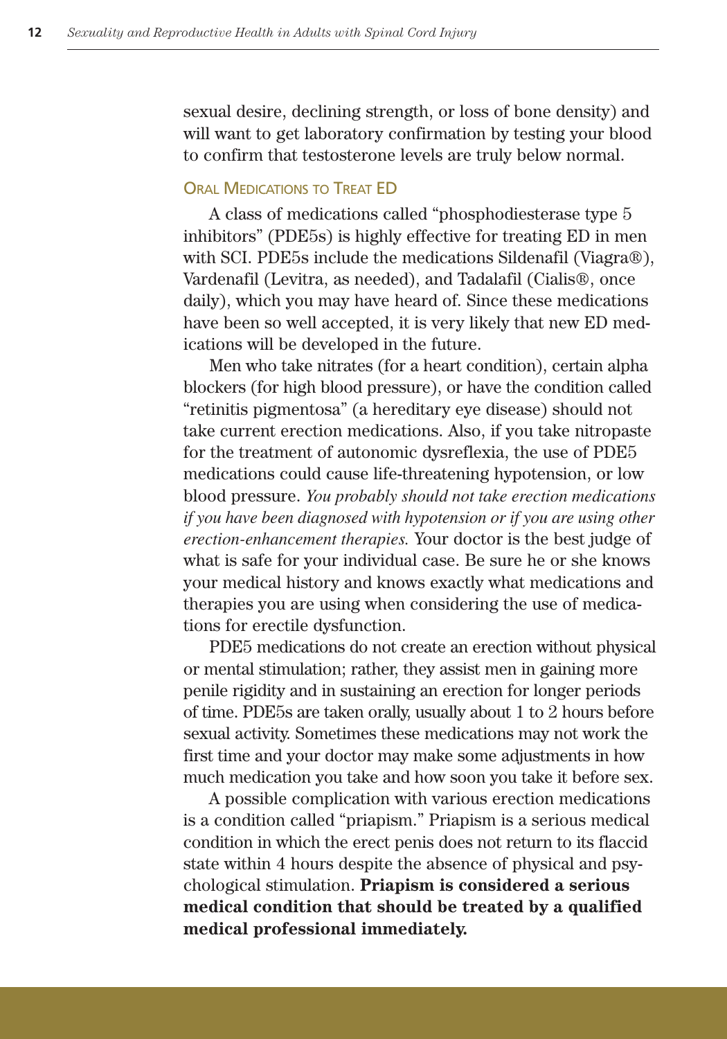sexual desire, declining strength, or loss of bone density) and will want to get laboratory confirmation by testing your blood to confirm that testosterone levels are truly below normal.

### Oral Medications to Treat ED

A class of medications called "phosphodiesterase type 5 inhibitors" (PDE5s) is highly effective for treating ED in men with SCI. PDE5s include the medications Sildenafil (Viagra®), Vardenafil (Levitra, as needed), and Tadalafil (Cialis®, once daily), which you may have heard of. Since these medications have been so well accepted, it is very likely that new ED medications will be developed in the future.

Men who take nitrates (for a heart condition), certain alpha blockers (for high blood pressure), or have the condition called "retinitis pigmentosa" (a hereditary eye disease) should not take current erection medications. Also, if you take nitropaste for the treatment of autonomic dysreflexia, the use of PDE5 medications could cause life-threatening hypotension, or low blood pressure. *You probably should not take erection medications if you have been diagnosed with hypotension or if you are using other erection-enhancement therapies.* Your doctor is the best judge of what is safe for your individual case. Be sure he or she knows your medical history and knows exactly what medications and therapies you are using when considering the use of medications for erectile dysfunction.

PDE5 medications do not create an erection without physical or mental stimulation; rather, they assist men in gaining more penile rigidity and in sustaining an erection for longer periods of time. PDE5s are taken orally, usually about 1 to 2 hours before sexual activity. Sometimes these medications may not work the first time and your doctor may make some adjustments in how much medication you take and how soon you take it before sex.

A possible complication with various erection medications is a condition called "priapism." Priapism is a serious medical condition in which the erect penis does not return to its flaccid state within 4 hours despite the absence of physical and psychological stimulation. **Priapism is considered a serious medical condition that should be treated by a qualified medical professional immediately.**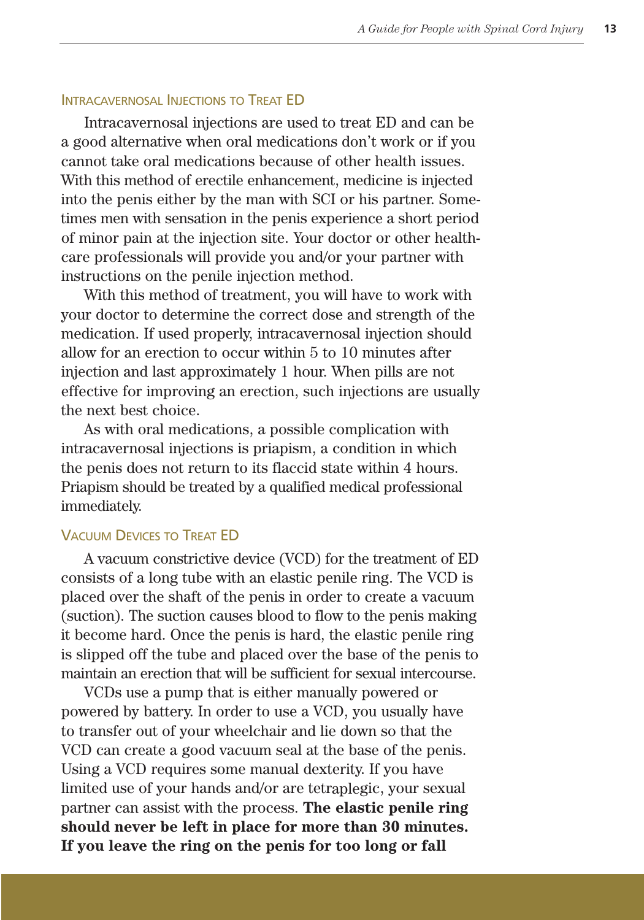### Intracavernosal Injections to Treat ED

Intracavernosal injections are used to treat ED and can be a good alternative when oral medications don't work or if you cannot take oral medications because of other health issues. With this method of erectile enhancement, medicine is injected into the penis either by the man with SCI or his partner. Sometimes men with sensation in the penis experience a short period of minor pain at the injection site. Your doctor or other health-care professionals will provide you and/or your partner with instructions on the penile injection method.

With this method of treatment, you will have to work with your doctor to determine the correct dose and strength of the medication. If used properly, intracavernosal injection should allow for an erection to occur within 5 to 10 minutes after injection and last approximately 1 hour. When pills are not effective for improving an erection, such injections are usually the next best choice.

As with oral medications, a possible complication with intracavernosal injections is priapism, a condition in which the penis does not return to its flaccid state within 4 hours. Priapism should be treated by a qualified medical professional immediately.

### Vacuum Devices to Treat ED

A vacuum constrictive device (VCD) for the treatment of ED consists of a long tube with an elastic penile ring. The VCD is placed over the shaft of the penis in order to create a vacuum (suction). The suction causes blood to flow to the penis making it become hard. Once the penis is hard, the elastic penile ring is slipped off the tube and placed over the base of the penis to maintain an erection that will be sufficient for sexual intercourse.

VCDs use a pump that is either manually powered or powered by battery. In order to use a VCD, you usually have to transfer out of your wheelchair and lie down so that the VCD can create a good vacuum seal at the base of the penis. Using a VCD requires some manual dexterity. If you have limited use of your hands and/or are tetraplegic, your sexual partner can assist with the process. **The elastic penile ring should never be left in place for more than 30 minutes. If you leave the ring on the penis for too long or fall**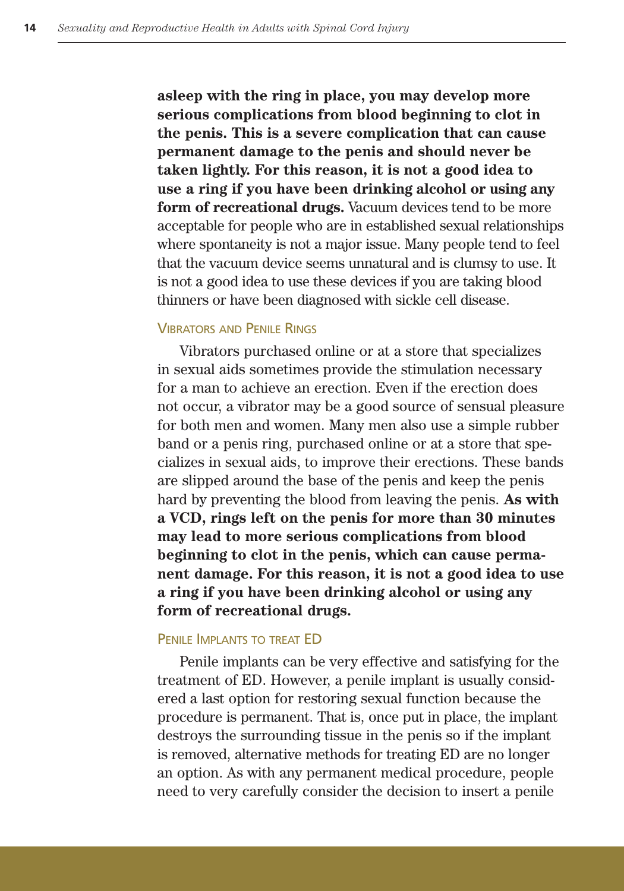**asleep with the ring in place, you may develop more serious complications from blood beginning to clot in the penis. This is a severe complication that can cause permanent damage to the penis and should never be taken lightly. For this reason, it is not a good idea to use a ring if you have been drinking alcohol or using any form of recreational drugs.** Vacuum devices tend to be more acceptable for people who are in established sexual relationships where spontaneity is not a major issue. Many people tend to feel that the vacuum device seems unnatural and is clumsy to use. It is not a good idea to use these devices if you are taking blood thinners or have been diagnosed with sickle cell disease.

### Vibrators and Penile Rings

Vibrators purchased online or at a store that specializes in sexual aids sometimes provide the stimulation necessary for a man to achieve an erection. Even if the erection does not occur, a vibrator may be a good source of sensual pleasure for both men and women. Many men also use a simple rubber band or a penis ring, purchased online or at a store that specializes in sexual aids, to improve their erections. These bands are slipped around the base of the penis and keep the penis hard by preventing the blood from leaving the penis. **As with a VCD, rings left on the penis for more than 30 minutes may lead to more serious complications from blood beginning to clot in the penis, which can cause permanent damage. For this reason, it is not a good idea to use a ring if you have been drinking alcohol or using any form of recreational drugs.**

### Penile Implants to treat ED

Penile implants can be very effective and satisfying for the treatment of ED. However, a penile implant is usually considered a last option for restoring sexual function because the procedure is permanent. That is, once put in place, the implant destroys the surrounding tissue in the penis so if the implant is removed, alternative methods for treating ED are no longer an option. As with any permanent medical procedure, people need to very carefully consider the decision to insert a penile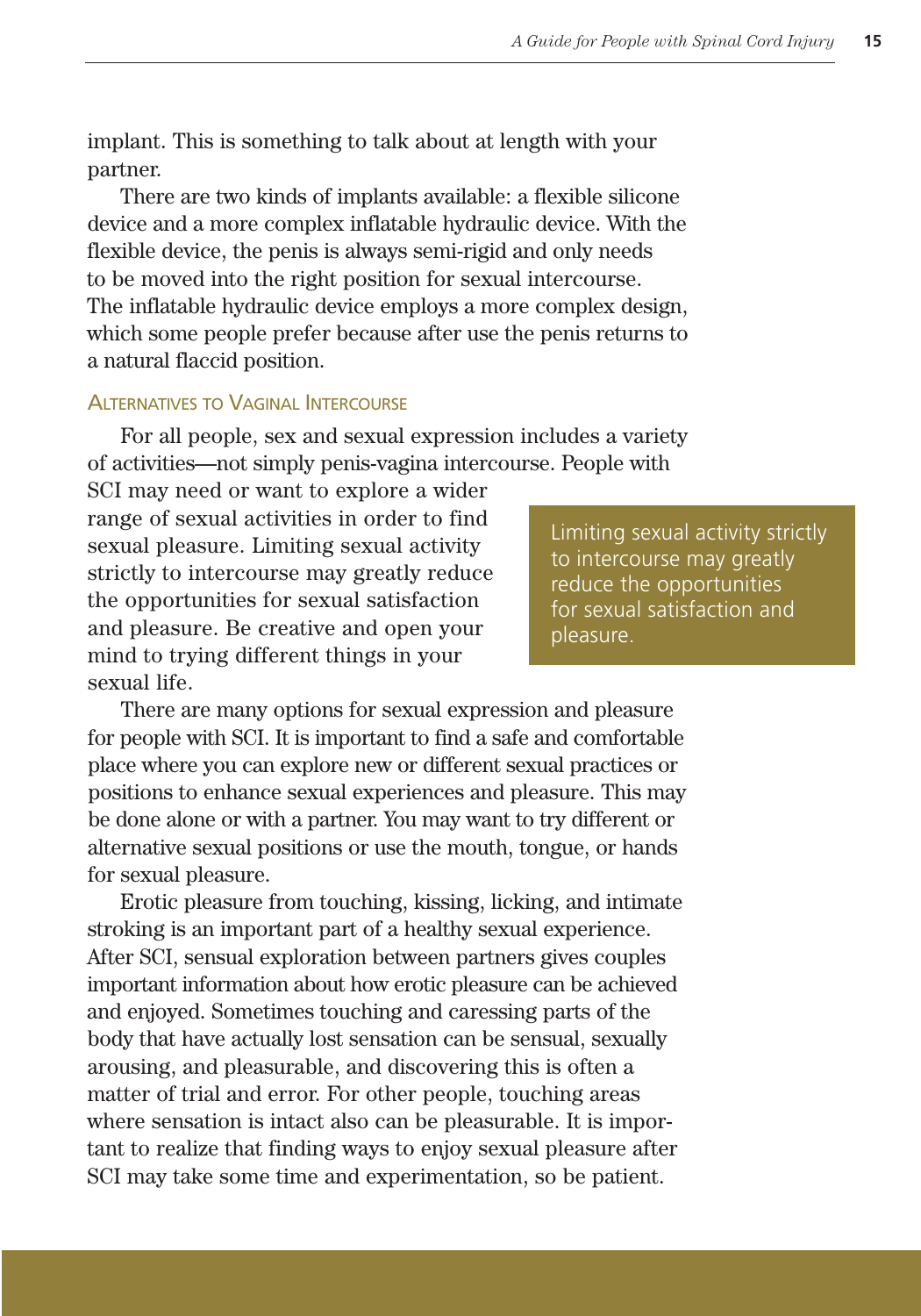implant. This is something to talk about at length with your partner.

There are two kinds of implants available: a flexible silicone device and a more complex inflatable hydraulic device. With the flexible device, the penis is always semi-rigid and only needs to be moved into the right position for sexual intercourse. The inflatable hydraulic device employs a more complex design, which some people prefer because after use the penis returns to a natural flaccid position.

### Alternatives to Vaginal Intercourse

For all people, sex and sexual expression includes a variety of activities—not simply penis-vagina intercourse. People with SCI may need or want to explore a wider range of sexual activities in order to find sexual pleasure. Limiting sexual activity strictly to intercourse may greatly reduce the opportunities for sexual satisfaction and pleasure. Be creative and open your mind to trying different things in your sexual life.

> Limiting sexual activity strictly to intercourse may greatly reduce the opportunities for sexual satisfaction and pleasure.

There are many options for sexual expression and pleasure for people with SCI. It is important to find a safe and comfortable place where you can explore new or different sexual practices or positions to enhance sexual experiences and pleasure. This may be done alone or with a partner. You may want to try different or alternative sexual positions or use the mouth, tongue, or hands for sexual pleasure.

Erotic pleasure from touching, kissing, licking, and intimate stroking is an important part of a healthy sexual experience. After SCI, sensual exploration between partners gives couples important information about how erotic pleasure can be achieved and enjoyed. Sometimes touching and caressing parts of the body that have actually lost sensation can be sensual, sexually arousing, and pleasurable, and discovering this is often a matter of trial and error. For other people, touching areas where sensation is intact also can be pleasurable. It is important to realize that finding ways to enjoy sexual pleasure after SCI may take some time and experimentation, so be patient.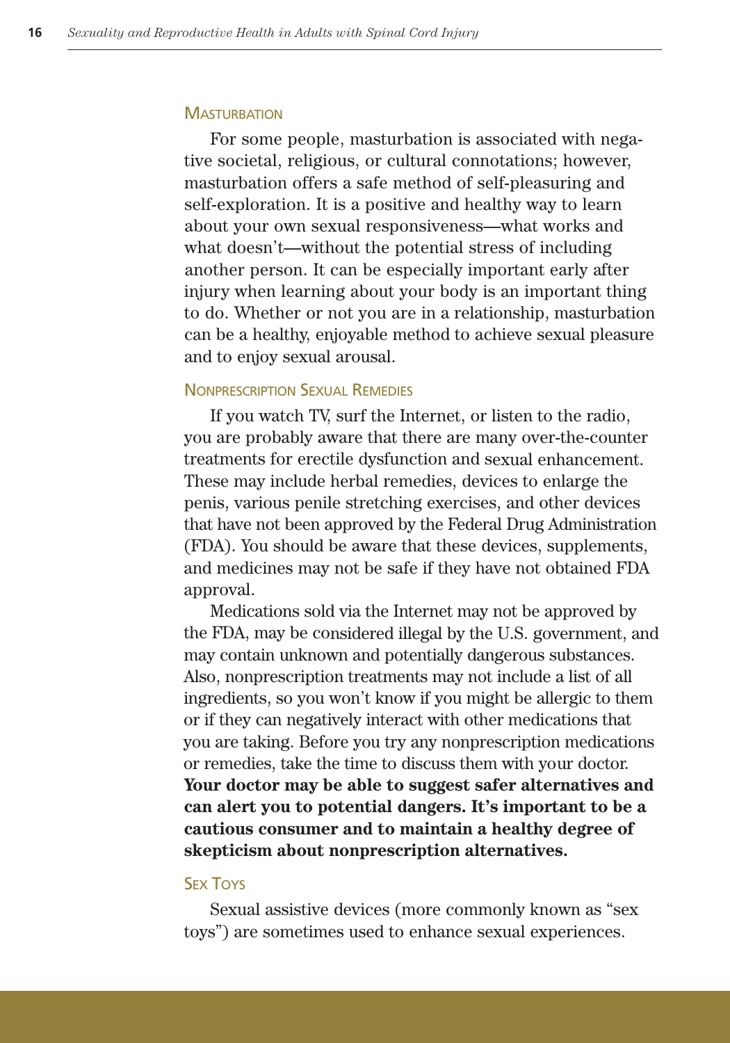### Masturbation

For some people, masturbation is associated with negative societal, religious, or cultural connotations; however, masturbation offers a safe method of self-pleasuring and self-exploration. It is a positive and healthy way to learn about your own sexual responsiveness—what works and what doesn't—without the potential stress of including another person. It can be especially important early after injury when learning about your body is an important thing to do. Whether or not you are in a relationship, masturbation can be a healthy, enjoyable method to achieve sexual pleasure and to enjoy sexual arousal.

### Nonprescription Sexual Remedies

If you watch TV, surf the Internet, or listen to the radio, you are probably aware that there are many over-the-counter treatments for erectile dysfunction and sexual enhancement. These may include herbal remedies, devices to enlarge the penis, various penile stretching exercises, and other devices that have not been approved by the Federal Drug Administration (FDA). You should be aware that these devices, supplements, and medicines may not be safe if they have not obtained FDA approval.

Medications sold via the Internet may not be approved by the FDA, may be considered illegal by the U.S. government, and may contain unknown and potentially dangerous substances. Also, nonprescription treatments may not include a list of all ingredients, so you won't know if you might be allergic to them or if they can negatively interact with other medications that you are taking. Before you try any nonprescription medications or remedies, take the time to discuss them with your doctor. **Your doctor may be able to suggest safer alternatives and can alert you to potential dangers. It's important to be a cautious consumer and to maintain a healthy degree of skepticism about nonprescription alternatives.**

### Sex Toys

Sexual assistive devices (more commonly known as "sex toys") are sometimes used to enhance sexual experiences.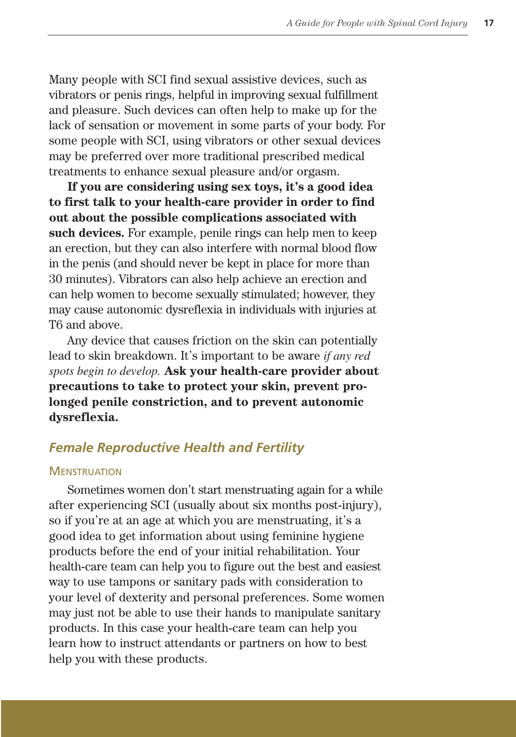Many people with SCI find sexual assistive devices, such as vibrators or penis rings, helpful in improving sexual fulfillment and pleasure. Such devices can often help to make up for the lack of sensation or movement in some parts of your body. For some people with SCI, using vibrators or other sexual devices may be preferred over more traditional prescribed medical treatments to enhance sexual pleasure and/or orgasm.

**If you are considering using sex toys, it's a good idea to first talk to your health-care provider in order to find out about the possible complications associated with such devices.** For example, penile rings can help men to keep an erection, but they can also interfere with normal blood flow in the penis (and should never be kept in place for more than 30 minutes). Vibrators can also help achieve an erection and can help women to become sexually stimulated; however, they may cause autonomic dysreflexia in individuals with injuries at T6 and above.

Any device that causes friction on the skin can potentially lead to skin breakdown. It's important to be aware *if any red spots begin to develop.* **Ask your health-care provider about precautions to take to protect your skin, prevent prolonged penile constriction, and to prevent autonomic dysreflexia.**

## *Female Reproductive Health and Fertility*

### Menstruation

Sometimes women don't start menstruating again for a while after experiencing SCI (usually about six months post-injury), so if you're at an age at which you are menstruating, it's a good idea to get information about using feminine hygiene products before the end of your initial rehabilitation. Your health-care team can help you to figure out the best and easiest way to use tampons or sanitary pads with consideration to your level of dexterity and personal preferences. Some women may just not be able to use their hands to manipulate sanitary products. In this case your health-care team can help you learn how to instruct attendants or partners on how to best help you with these products.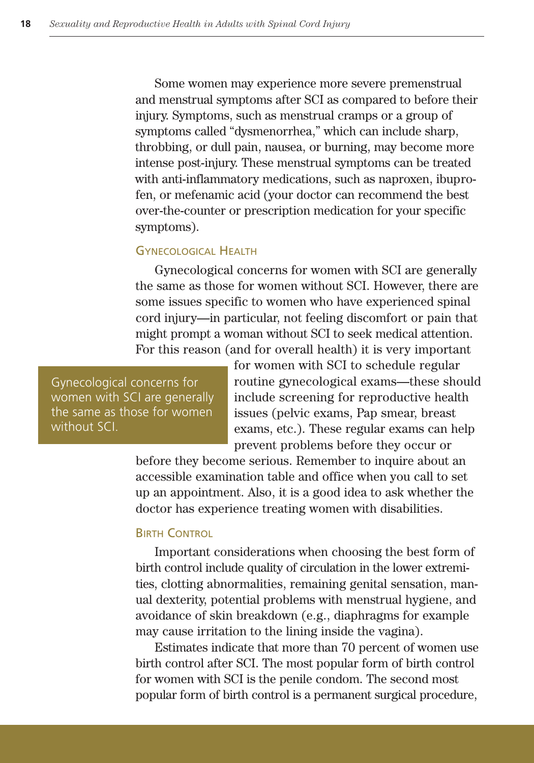Some women may experience more severe premenstrual and menstrual symptoms after SCI as compared to before their injury. Symptoms, such as menstrual cramps or a group of symptoms called "dysmenorrhea," which can include sharp, throbbing, or dull pain, nausea, or burning, may become more intense post-injury. These menstrual symptoms can be treated with anti-inflammatory medications, such as naproxen, ibuprofen, or mefenamic acid (your doctor can recommend the best over-the-counter or prescription medication for your specific symptoms).

### Gynecological Health

Gynecological concerns for women with SCI are generally the same as those for women without SCI. However, there are some issues specific to women who have experienced spinal cord injury—in particular, not feeling discomfort or pain that might prompt a woman without SCI to seek medical attention. For this reason (and for overall health) it is very important for women with SCI to schedule regular routine gynecological exams—these should include screening for reproductive health issues (pelvic exams, Pap smear, breast exams, etc.). These regular exams can help prevent problems before they occur or before they become serious. Remember to inquire about an accessible examination table and office when you call to set up an appointment. Also, it is a good idea to ask whether the doctor has experience treating women with disabilities.

> Gynecological concerns for women with SCI are generally the same as those for women without SCI.

### Birth Control

Important considerations when choosing the best form of birth control include quality of circulation in the lower extremities, clotting abnormalities, remaining genital sensation, manual dexterity, potential problems with menstrual hygiene, and avoidance of skin breakdown (e.g., diaphragms for example may cause irritation to the lining inside the vagina).

Estimates indicate that more than 70 percent of women use birth control after SCI. The most popular form of birth control for women with SCI is the penile condom. The second most popular form of birth control is a permanent surgical procedure,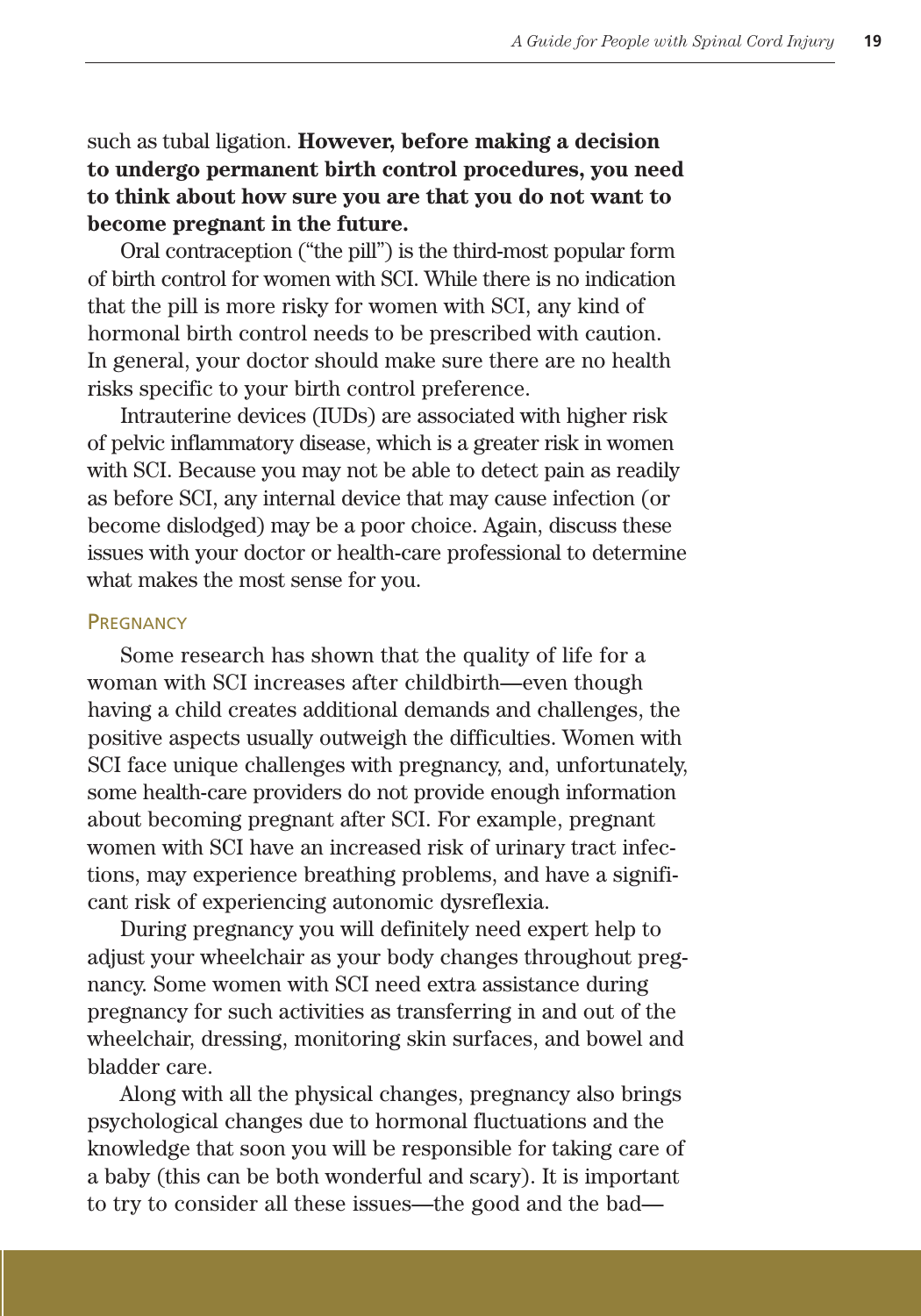such as tubal ligation. **However, before making a decision to undergo permanent birth control procedures, you need to think about how sure you are that you do not want to become pregnant in the future.**

Oral contraception ("the pill") is the third-most popular form of birth control for women with SCI. While there is no indication that the pill is more risky for women with SCI, any kind of hormonal birth control needs to be prescribed with caution. In general, your doctor should make sure there are no health risks specific to your birth control preference.

Intrauterine devices (IUDs) are associated with higher risk of pelvic inflammatory disease, which is a greater risk in women with SCI. Because you may not be able to detect pain as readily as before SCI, any internal device that may cause infection (or become dislodged) may be a poor choice. Again, discuss these issues with your doctor or health-care professional to determine what makes the most sense for you.

### Pregnancy

Some research has shown that the quality of life for a woman with SCI increases after childbirth—even though having a child creates additional demands and challenges, the positive aspects usually outweigh the difficulties. Women with SCI face unique challenges with pregnancy, and, unfortunately, some health-care providers do not provide enough information about becoming pregnant after SCI. For example, pregnant women with SCI have an increased risk of urinary tract infections, may experience breathing problems, and have a significant risk of experiencing autonomic dysreflexia.

During pregnancy you will definitely need expert help to adjust your wheelchair as your body changes throughout pregnancy. Some women with SCI need extra assistance during pregnancy for such activities as transferring in and out of the wheelchair, dressing, monitoring skin surfaces, and bowel and bladder care.

Along with all the physical changes, pregnancy also brings psychological changes due to hormonal fluctuations and the knowledge that soon you will be responsible for taking care of a baby (this can be both wonderful and scary). It is important to try to consider all these issues—the good and the bad—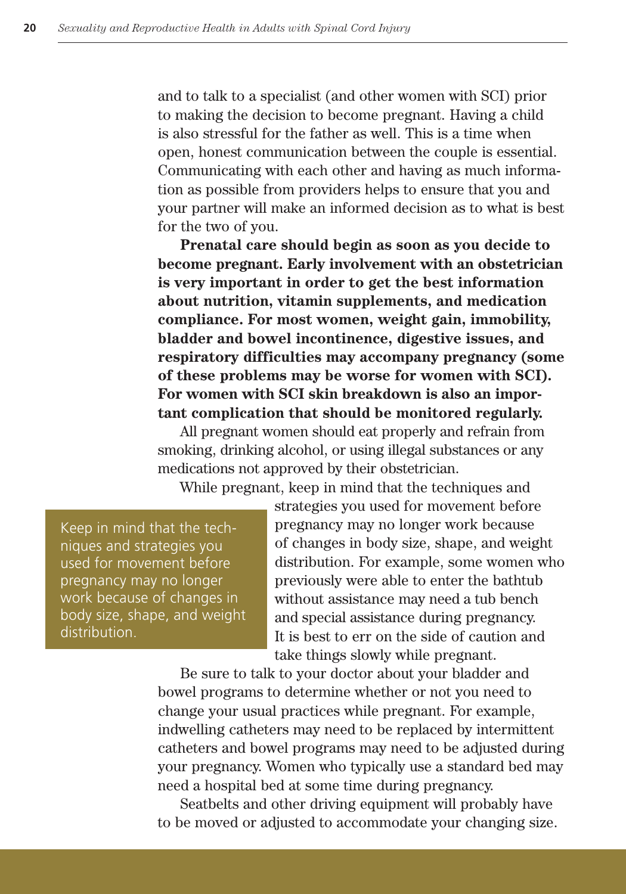and to talk to a specialist (and other women with SCI) prior to making the decision to become pregnant. Having a child is also stressful for the father as well. This is a time when open, honest communication between the couple is essential. Communicating with each other and having as much information as possible from providers helps to ensure that you and your partner will make an informed decision as to what is best for the two of you.

**Prenatal care should begin as soon as you decide to become pregnant. Early involvement with an obstetrician is very important in order to get the best information about nutrition, vitamin supplements, and medication compliance. For most women, weight gain, immobility, bladder and bowel incontinence, digestive issues, and respiratory difficulties may accompany pregnancy (some of these problems may be worse for women with SCI). For women with SCI skin breakdown is also an important complication that should be monitored regularly.**

All pregnant women should eat properly and refrain from smoking, drinking alcohol, or using illegal substances or any medications not approved by their obstetrician.

While pregnant, keep in mind that the techniques and strategies you used for movement before pregnancy may no longer work because of changes in body size, shape, and weight distribution. For example, some women who previously were able to enter the bathtub without assistance may need a tub bench and special assistance during pregnancy. It is best to err on the side of caution and take things slowly while pregnant.

> Keep in mind that the techniques and strategies you used for movement before pregnancy may no longer work because of changes in body size, shape, and weight distribution.

Be sure to talk to your doctor about your bladder and bowel programs to determine whether or not you need to change your usual practices while pregnant. For example, indwelling catheters may need to be replaced by intermittent catheters and bowel programs may need to be adjusted during your pregnancy. Women who typically use a standard bed may need a hospital bed at some time during pregnancy.

Seatbelts and other driving equipment will probably have to be moved or adjusted to accommodate your changing size.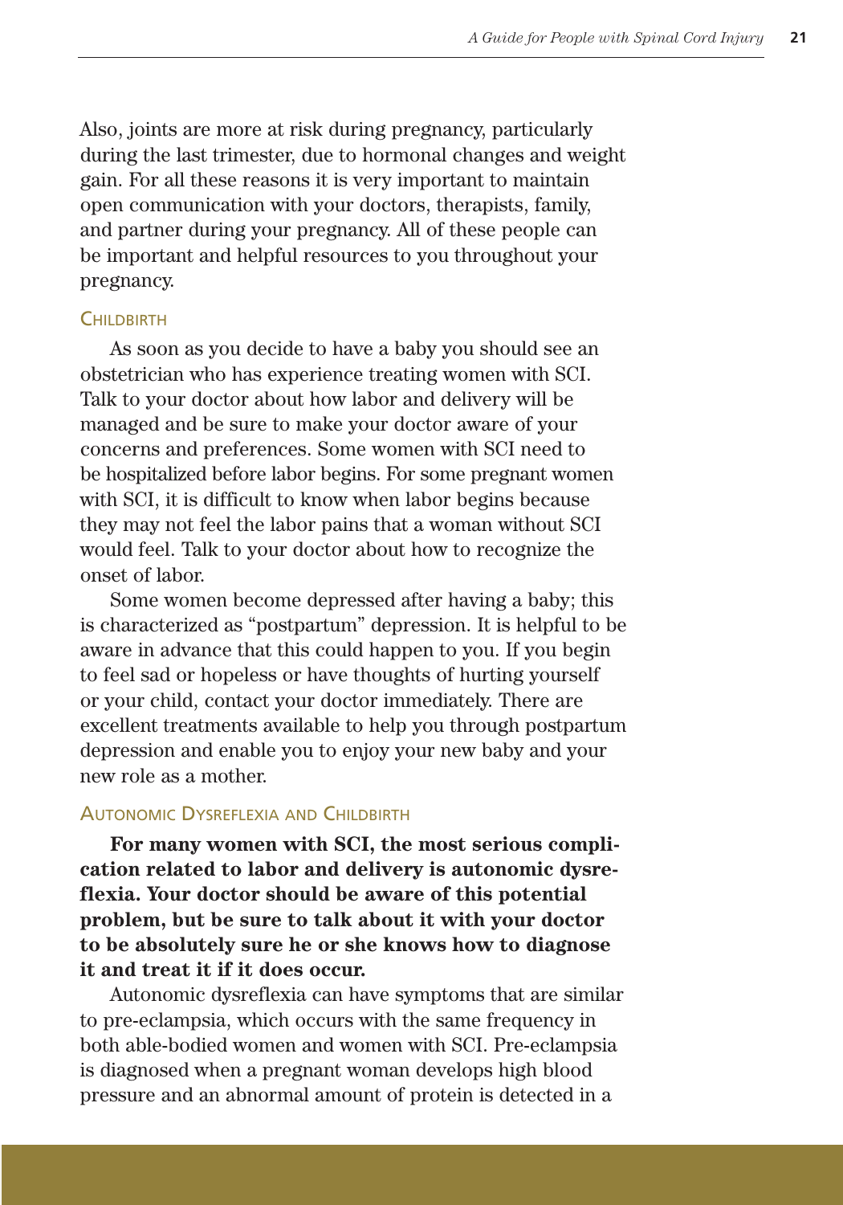Also, joints are more at risk during pregnancy, particularly during the last trimester, due to hormonal changes and weight gain. For all these reasons it is very important to maintain open communication with your doctors, therapists, family, and partner during your pregnancy. All of these people can be important and helpful resources to you throughout your pregnancy.

### Childbirth

As soon as you decide to have a baby you should see an obstetrician who has experience treating women with SCI. Talk to your doctor about how labor and delivery will be managed and be sure to make your doctor aware of your concerns and preferences. Some women with SCI need to be hospitalized before labor begins. For some pregnant women with SCI, it is difficult to know when labor begins because they may not feel the labor pains that a woman without SCI would feel. Talk to your doctor about how to recognize the onset of labor.

Some women become depressed after having a baby; this is characterized as "postpartum" depression. It is helpful to be aware in advance that this could happen to you. If you begin to feel sad or hopeless or have thoughts of hurting yourself or your child, contact your doctor immediately. There are excellent treatments available to help you through postpartum depression and enable you to enjoy your new baby and your new role as a mother.

### Autonomic Dysreflexia and Childbirth

**For many women with SCI, the most serious complication related to labor and delivery is autonomic dysreflexia. Your doctor should be aware of this potential problem, but be sure to talk about it with your doctor to be absolutely sure he or she knows how to diagnose it and treat it if it does occur.**

Autonomic dysreflexia can have symptoms that are similar to pre-eclampsia, which occurs with the same frequency in both able-bodied women and women with SCI. Pre-eclampsia is diagnosed when a pregnant woman develops high blood pressure and an abnormal amount of protein is detected in a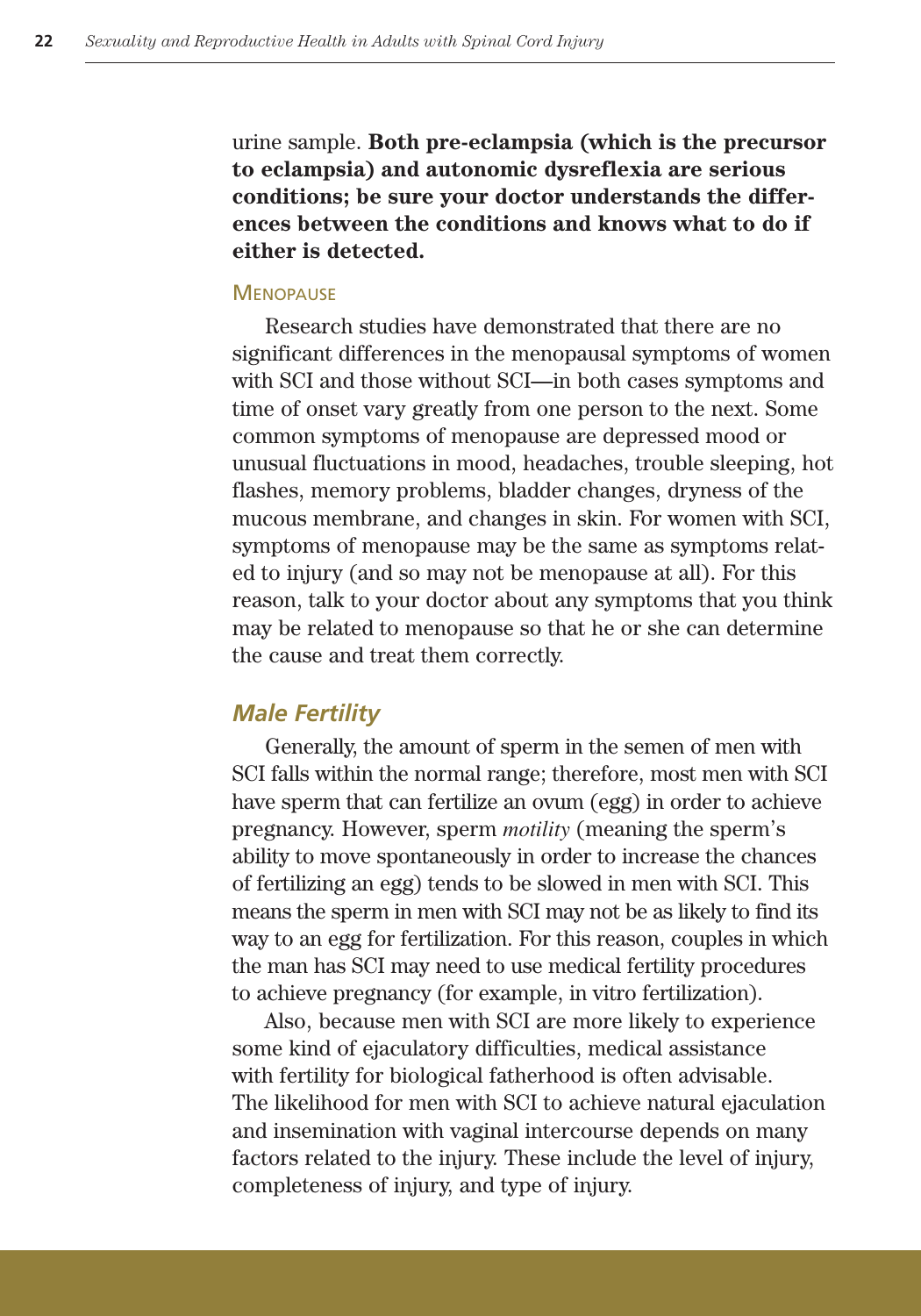urine sample. **Both pre-eclampsia (which is the precursor to eclampsia) and autonomic dysreflexia are serious conditions; be sure your doctor understands the differences between the conditions and knows what to do if either is detected.**

#### Menopause

Research studies have demonstrated that there are no significant differences in the menopausal symptoms of women with SCI and those without SCI—in both cases symptoms and time of onset vary greatly from one person to the next. Some common symptoms of menopause are depressed mood or unusual fluctuations in mood, headaches, trouble sleeping, hot flashes, memory problems, bladder changes, dryness of the mucous membrane, and changes in skin. For women with SCI, symptoms of menopause may be the same as symptoms related to injury (and so may not be menopause at all). For this reason, talk to your doctor about any symptoms that you think may be related to menopause so that he or she can determine the cause and treat them correctly.

### *Male Fertility*

Generally, the amount of sperm in the semen of men with SCI falls within the normal range; therefore, most men with SCI have sperm that can fertilize an ovum (egg) in order to achieve pregnancy. However, sperm *motility* (meaning the sperm's ability to move spontaneously in order to increase the chances of fertilizing an egg) tends to be slowed in men with SCI. This means the sperm in men with SCI may not be as likely to find its way to an egg for fertilization. For this reason, couples in which the man has SCI may need to use medical fertility procedures to achieve pregnancy (for example, in vitro fertilization).

Also, because men with SCI are more likely to experience some kind of ejaculatory difficulties, medical assistance with fertility for biological fatherhood is often advisable. The likelihood for men with SCI to achieve natural ejaculation and insemination with vaginal intercourse depends on many factors related to the injury. These include the level of injury, completeness of injury, and type of injury.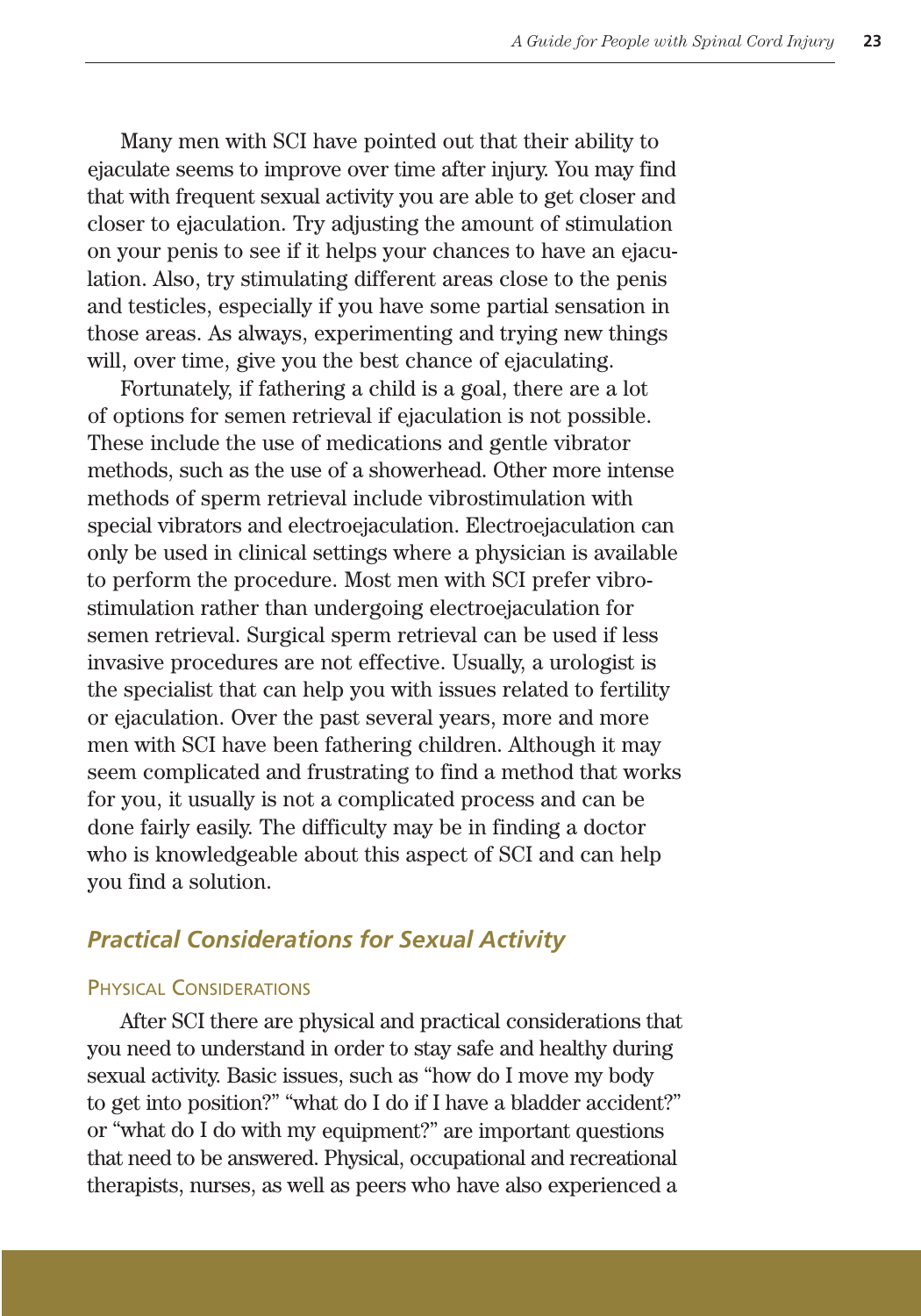Many men with SCI have pointed out that their ability to ejaculate seems to improve over time after injury. You may find that with frequent sexual activity you are able to get closer and closer to ejaculation. Try adjusting the amount of stimulation on your penis to see if it helps your chances to have an ejaculation. Also, try stimulating different areas close to the penis and testicles, especially if you have some partial sensation in those areas. As always, experimenting and trying new things will, over time, give you the best chance of ejaculating.

Fortunately, if fathering a child is a goal, there are a lot of options for semen retrieval if ejaculation is not possible. These include the use of medications and gentle vibrator methods, such as the use of a showerhead. Other more intense methods of sperm retrieval include vibrostimulation with special vibrators and electroejaculation. Electroejaculation can only be used in clinical settings where a physician is available to perform the procedure. Most men with SCI prefer vibrostimulation rather than undergoing electroejaculation for semen retrieval. Surgical sperm retrieval can be used if less invasive procedures are not effective. Usually, a urologist is the specialist that can help you with issues related to fertility or ejaculation. Over the past several years, more and more men with SCI have been fathering children. Although it may seem complicated and frustrating to find a method that works for you, it usually is not a complicated process and can be done fairly easily. The difficulty may be in finding a doctor who is knowledgeable about this aspect of SCI and can help you find a solution.

## *Practical Considerations for Sexual Activity*

### Physical Considerations

After SCI there are physical and practical considerations that you need to understand in order to stay safe and healthy during sexual activity. Basic issues, such as "how do I move my body to get into position?" "what do I do if I have a bladder accident?" or "what do I do with my equipment?" are important questions that need to be answered. Physical, occupational and recreational therapists, nurses, as well as peers who have also experienced a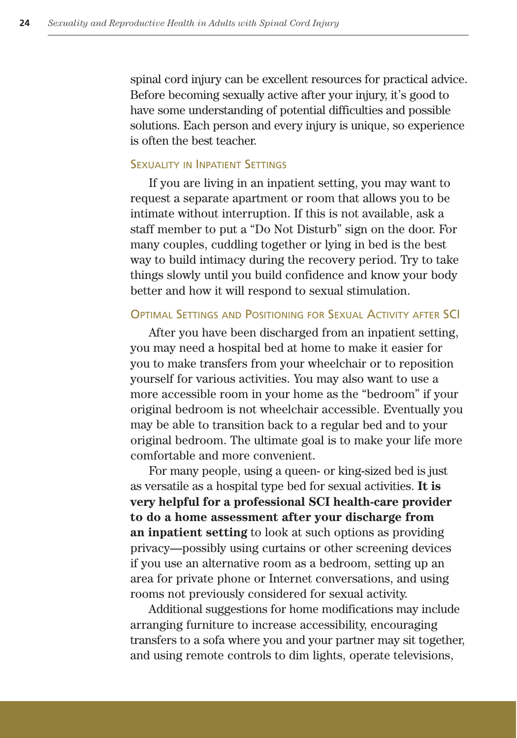spinal cord injury can be excellent resources for practical advice. Before becoming sexually active after your injury, it's good to have some understanding of potential difficulties and possible solutions. Each person and every injury is unique, so experience is often the best teacher.

### Sexuality in Inpatient Settings

If you are living in an inpatient setting, you may want to request a separate apartment or room that allows you to be intimate without interruption. If this is not available, ask a staff member to put a "Do Not Disturb" sign on the door. For many couples, cuddling together or lying in bed is the best way to build intimacy during the recovery period. Try to take things slowly until you build confidence and know your body better and how it will respond to sexual stimulation.

### Optimal Settings and Positioning for Sexual Activity after SCI

After you have been discharged from an inpatient setting, you may need a hospital bed at home to make it easier for you to make transfers from your wheelchair or to reposition yourself for various activities. You may also want to use a more accessible room in your home as the "bedroom" if your original bedroom is not wheelchair accessible. Eventually you may be able to transition back to a regular bed and to your original bedroom. The ultimate goal is to make your life more comfortable and more convenient.

For many people, using a queen- or king-sized bed is just as versatile as a hospital type bed for sexual activities. **It is very helpful for a professional SCI health-care provider to do a home assessment after your discharge from an inpatient setting** to look at such options as providing privacy—possibly using curtains or other screening devices if you use an alternative room as a bedroom, setting up an area for private phone or Internet conversations, and using rooms not previously considered for sexual activity.

Additional suggestions for home modifications may include arranging furniture to increase accessibility, encouraging transfers to a sofa where you and your partner may sit together, and using remote controls to dim lights, operate televisions,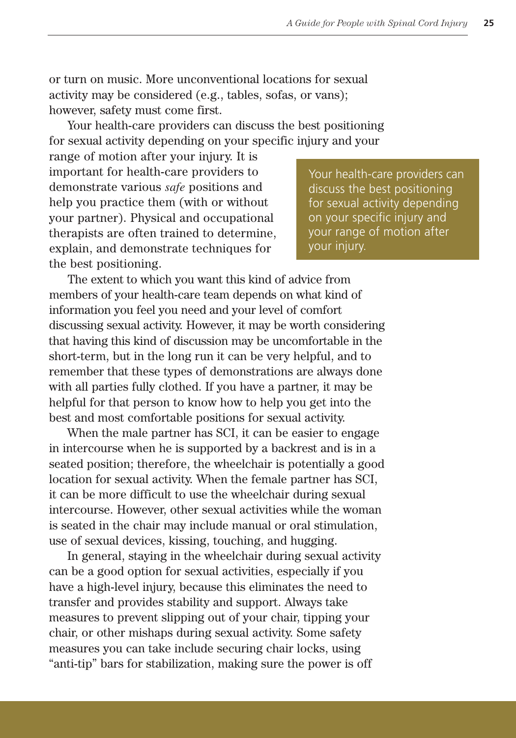or turn on music. More unconventional locations for sexual activity may be considered (e.g., tables, sofas, or vans); however, safety must come first.

Your health-care providers can discuss the best positioning for sexual activity depending on your specific injury and your range of motion after your injury. It is important for health-care providers to demonstrate various *safe* positions and help you practice them (with or without your partner). Physical and occupational therapists are often trained to determine, explain, and demonstrate techniques for the best positioning.

> Your health-care providers can discuss the best positioning for sexual activity depending on your specific injury and your range of motion after your injury.

The extent to which you want this kind of advice from members of your health-care team depends on what kind of information you feel you need and your level of comfort discussing sexual activity. However, it may be worth considering that having this kind of discussion may be uncomfortable in the short-term, but in the long run it can be very helpful, and to remember that these types of demonstrations are always done with all parties fully clothed. If you have a partner, it may be helpful for that person to know how to help you get into the best and most comfortable positions for sexual activity.

When the male partner has SCI, it can be easier to engage in intercourse when he is supported by a backrest and is in a seated position; therefore, the wheelchair is potentially a good location for sexual activity. When the female partner has SCI, it can be more difficult to use the wheelchair during sexual intercourse. However, other sexual activities while the woman is seated in the chair may include manual or oral stimulation, use of sexual devices, kissing, touching, and hugging.

In general, staying in the wheelchair during sexual activity can be a good option for sexual activities, especially if you have a high-level injury, because this eliminates the need to transfer and provides stability and support. Always take measures to prevent slipping out of your chair, tipping your chair, or other mishaps during sexual activity. Some safety measures you can take include securing chair locks, using "anti-tip" bars for stabilization, making sure the power is off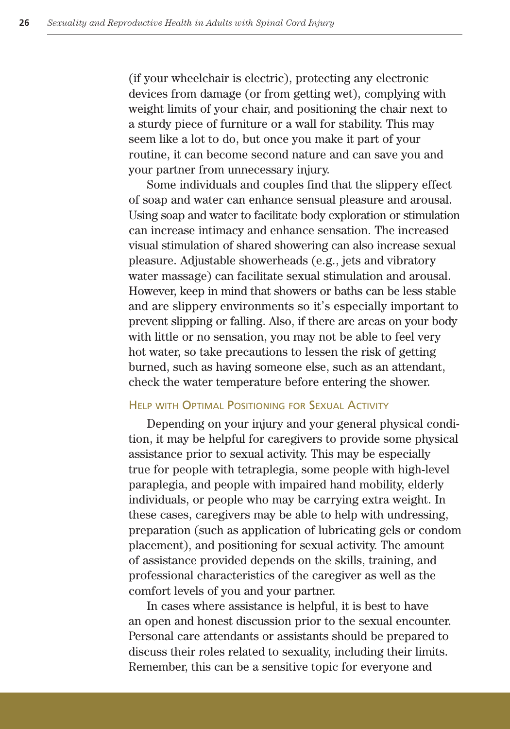(if your wheelchair is electric), protecting any electronic devices from damage (or from getting wet), complying with weight limits of your chair, and positioning the chair next to a sturdy piece of furniture or a wall for stability. This may seem like a lot to do, but once you make it part of your routine, it can become second nature and can save you and your partner from unnecessary injury.

Some individuals and couples find that the slippery effect of soap and water can enhance sensual pleasure and arousal. Using soap and water to facilitate body exploration or stimulation can increase intimacy and enhance sensation. The increased visual stimulation of shared showering can also increase sexual pleasure. Adjustable showerheads (e.g., jets and vibratory water massage) can facilitate sexual stimulation and arousal. However, keep in mind that showers or baths can be less stable and are slippery environments so it's especially important to prevent slipping or falling. Also, if there are areas on your body with little or no sensation, you may not be able to feel very hot water, so take precautions to lessen the risk of getting burned, such as having someone else, such as an attendant, check the water temperature before entering the shower.

### Help with Optimal Positioning for Sexual Activity

Depending on your injury and your general physical condition, it may be helpful for caregivers to provide some physical assistance prior to sexual activity. This may be especially true for people with tetraplegia, some people with high-level paraplegia, and people with impaired hand mobility, elderly individuals, or people who may be carrying extra weight. In these cases, caregivers may be able to help with undressing, preparation (such as application of lubricating gels or condom placement), and positioning for sexual activity. The amount of assistance provided depends on the skills, training, and professional characteristics of the caregiver as well as the comfort levels of you and your partner.

In cases where assistance is helpful, it is best to have an open and honest discussion prior to the sexual encounter. Personal care attendants or assistants should be prepared to discuss their roles related to sexuality, including their limits. Remember, this can be a sensitive topic for everyone and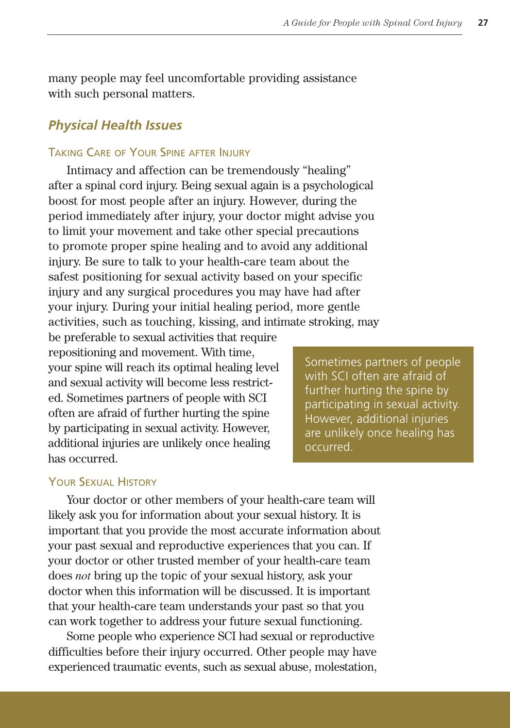many people may feel uncomfortable providing assistance with such personal matters.

## *Physical Health Issues*

### Taking Care of Your Spine after Injury

Intimacy and affection can be tremendously "healing" after a spinal cord injury. Being sexual again is a psychological boost for most people after an injury. However, during the period immediately after injury, your doctor might advise you to limit your movement and take other special precautions to promote proper spine healing and to avoid any additional injury. Be sure to talk to your health-care team about the safest positioning for sexual activity based on your specific injury and any surgical procedures you may have had after your injury. During your initial healing period, more gentle activities, such as touching, kissing, and intimate stroking, may be preferable to sexual activities that require repositioning and movement. With time, your spine will reach its optimal healing level and sexual activity will become less restricted. Sometimes partners of people with SCI often are afraid of further hurting the spine by participating in sexual activity. However, additional injuries are unlikely once healing has occurred.

> Sometimes partners of people with SCI often are afraid of further hurting the spine by participating in sexual activity. However, additional injuries are unlikely once healing has occurred.

### Your Sexual History

Your doctor or other members of your health-care team will likely ask you for information about your sexual history. It is important that you provide the most accurate information about your past sexual and reproductive experiences that you can. If your doctor or other trusted member of your health-care team does *not* bring up the topic of your sexual history, ask your doctor when this information will be discussed. It is important that your health-care team understands your past so that you can work together to address your future sexual functioning.

Some people who experience SCI had sexual or reproductive difficulties before their injury occurred. Other people may have experienced traumatic events, such as sexual abuse, molestation,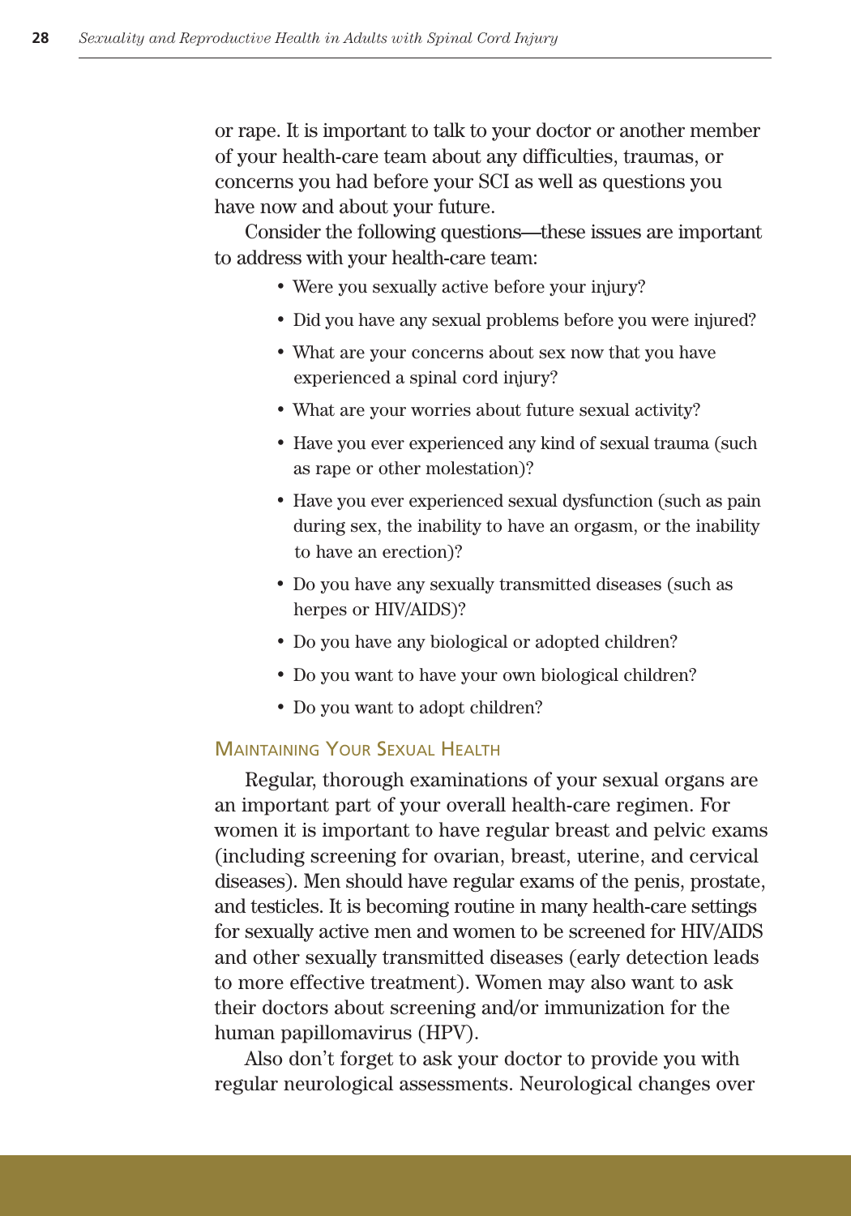or rape. It is important to talk to your doctor or another member of your health-care team about any difficulties, traumas, or concerns you had before your SCI as well as questions you have now and about your future.

Consider the following questions—these issues are important to address with your health-care team:

- Were you sexually active before your injury?
- Did you have any sexual problems before you were injured?
- What are your concerns about sex now that you have experienced a spinal cord injury?
- What are your worries about future sexual activity?
- Have you ever experienced any kind of sexual trauma (such as rape or other molestation)?
- Have you ever experienced sexual dysfunction (such as pain during sex, the inability to have an orgasm, or the inability to have an erection)?
- Do you have any sexually transmitted diseases (such as herpes or HIV/AIDS)?
- Do you have any biological or adopted children?
- Do you want to have your own biological children?
- Do you want to adopt children?

## Maintaining Your Sexual Health

Regular, thorough examinations of your sexual organs are an important part of your overall health-care regimen. For women it is important to have regular breast and pelvic exams (including screening for ovarian, breast, uterine, and cervical diseases). Men should have regular exams of the penis, prostate, and testicles. It is becoming routine in many health-care settings for sexually active men and women to be screened for HIV/AIDS and other sexually transmitted diseases (early detection leads to more effective treatment). Women may also want to ask their doctors about screening and/or immunization for the human papillomavirus (HPV).

Also don't forget to ask your doctor to provide you with regular neurological assessments. Neurological changes over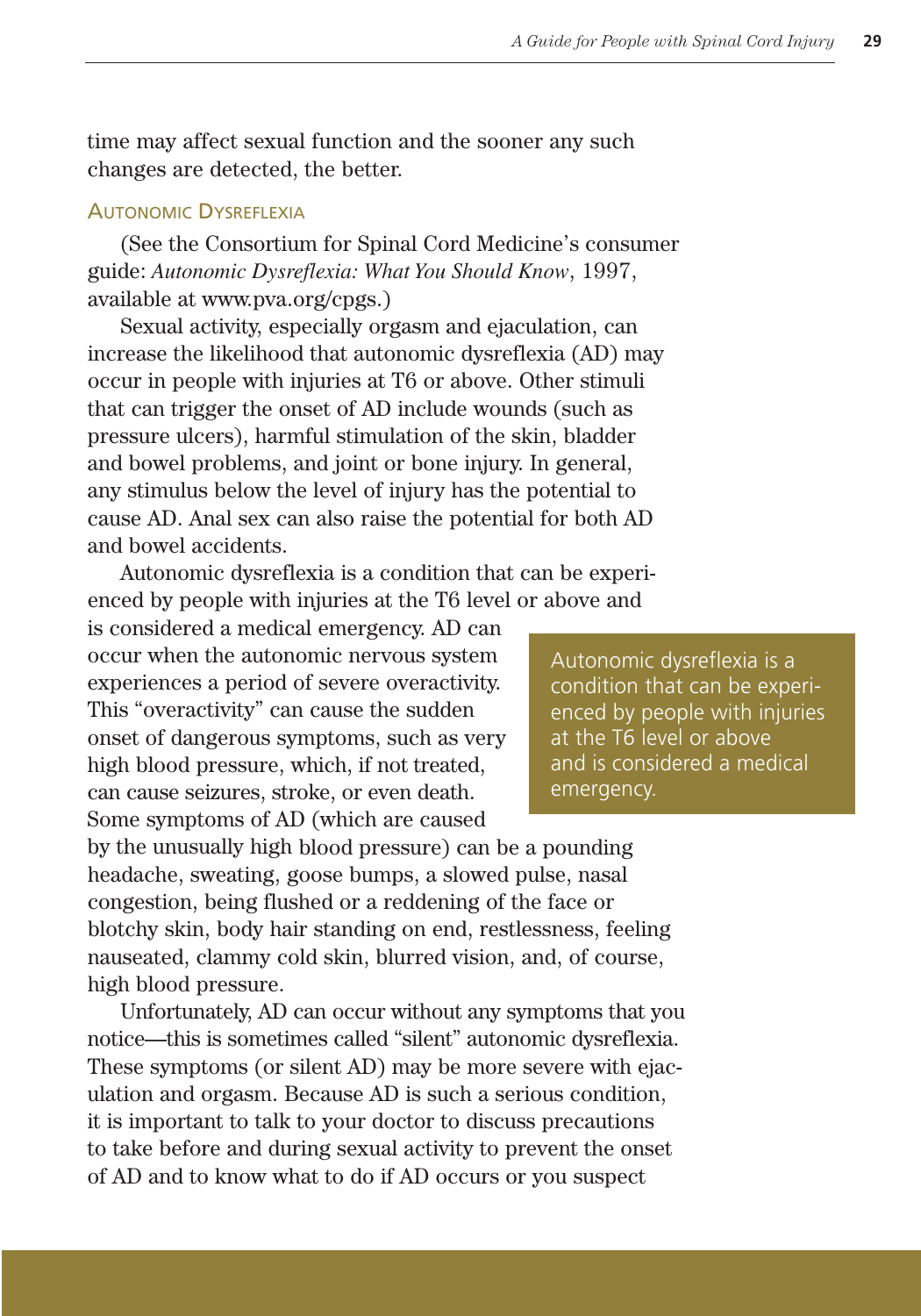time may affect sexual function and the sooner any such changes are detected, the better.

### Autonomic Dysreflexia

(See the Consortium for Spinal Cord Medicine's consumer guide: *Autonomic Dysreflexia: What You Should Know*, 1997, available at www.pva.org/cpgs.)

Sexual activity, especially orgasm and ejaculation, can increase the likelihood that autonomic dysreflexia (AD) may occur in people with injuries at T6 or above. Other stimuli that can trigger the onset of AD include wounds (such as pressure ulcers), harmful stimulation of the skin, bladder and bowel problems, and joint or bone injury. In general, any stimulus below the level of injury has the potential to cause AD. Anal sex can also raise the potential for both AD and bowel accidents.

Autonomic dysreflexia is a condition that can be experienced by people with injuries at the T6 level or above and is considered a medical emergency. AD can occur when the autonomic nervous system experiences a period of severe overactivity. This "overactivity" can cause the sudden onset of dangerous symptoms, such as very high blood pressure, which, if not treated, can cause seizures, stroke, or even death. Some symptoms of AD (which are caused by the unusually high blood pressure) can be a pounding headache, sweating, goose bumps, a slowed pulse, nasal congestion, being flushed or a reddening of the face or blotchy skin, body hair standing on end, restlessness, feeling nauseated, clammy cold skin, blurred vision, and, of course, high blood pressure.

> Autonomic dysreflexia is a condition that can be experienced by people with injuries at the T6 level or above and is considered a medical emergency.

Unfortunately, AD can occur without any symptoms that you notice—this is sometimes called "silent" autonomic dysreflexia. These symptoms (or silent AD) may be more severe with ejaculation and orgasm. Because AD is such a serious condition, it is important to talk to your doctor to discuss precautions to take before and during sexual activity to prevent the onset of AD and to know what to do if AD occurs or you suspect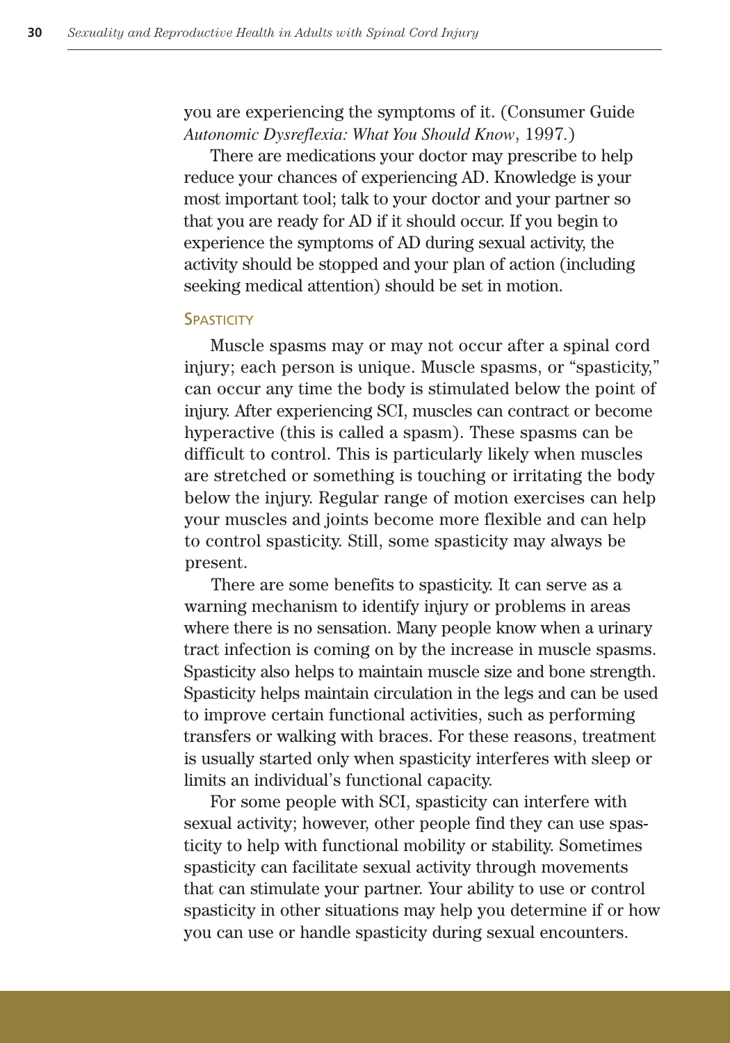you are experiencing the symptoms of it. (Consumer Guide *Autonomic Dysreflexia: What You Should Know*, 1997.)

There are medications your doctor may prescribe to help reduce your chances of experiencing AD. Knowledge is your most important tool; talk to your doctor and your partner so that you are ready for AD if it should occur. If you begin to experience the symptoms of AD during sexual activity, the activity should be stopped and your plan of action (including seeking medical attention) should be set in motion.

### Spasticity

Muscle spasms may or may not occur after a spinal cord injury; each person is unique. Muscle spasms, or "spasticity," can occur any time the body is stimulated below the point of injury. After experiencing SCI, muscles can contract or become hyperactive (this is called a spasm). These spasms can be difficult to control. This is particularly likely when muscles are stretched or something is touching or irritating the body below the injury. Regular range of motion exercises can help your muscles and joints become more flexible and can help to control spasticity. Still, some spasticity may always be present.

There are some benefits to spasticity. It can serve as a warning mechanism to identify injury or problems in areas where there is no sensation. Many people know when a urinary tract infection is coming on by the increase in muscle spasms. Spasticity also helps to maintain muscle size and bone strength. Spasticity helps maintain circulation in the legs and can be used to improve certain functional activities, such as performing transfers or walking with braces. For these reasons, treatment is usually started only when spasticity interferes with sleep or limits an individual's functional capacity.

For some people with SCI, spasticity can interfere with sexual activity; however, other people find they can use spasticity to help with functional mobility or stability. Sometimes spasticity can facilitate sexual activity through movements that can stimulate your partner. Your ability to use or control spasticity in other situations may help you determine if or how you can use or handle spasticity during sexual encounters.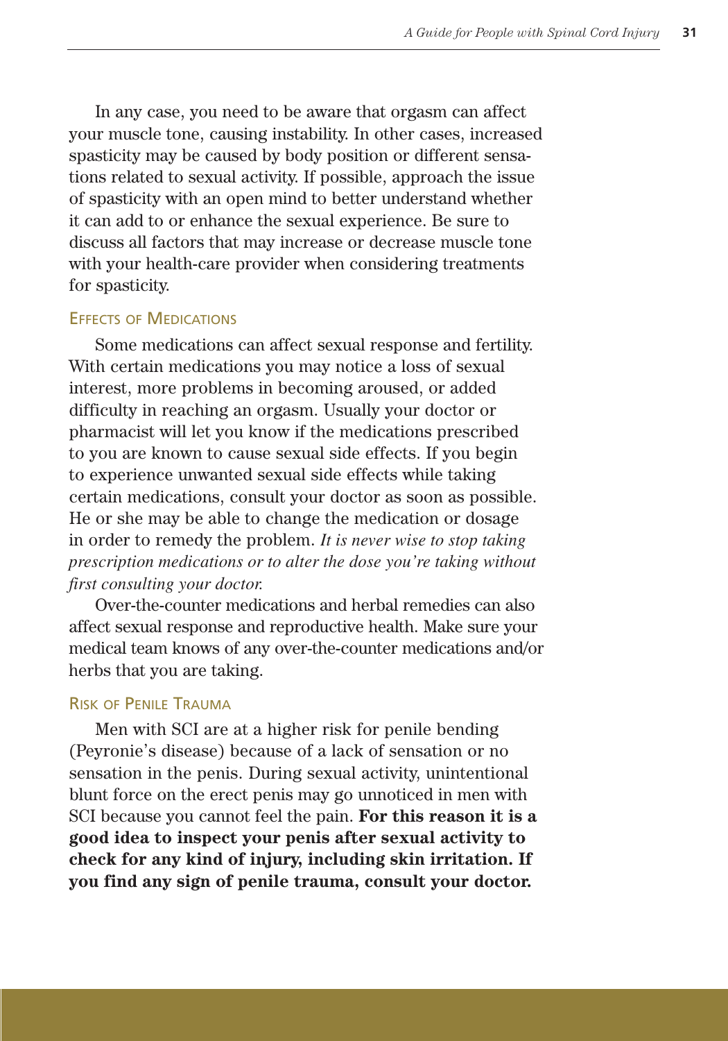In any case, you need to be aware that orgasm can affect your muscle tone, causing instability. In other cases, increased spasticity may be caused by body position or different sensations related to sexual activity. If possible, approach the issue of spasticity with an open mind to better understand whether it can add to or enhance the sexual experience. Be sure to discuss all factors that may increase or decrease muscle tone with your health-care provider when considering treatments for spasticity.

### Effects of Medications

Some medications can affect sexual response and fertility. With certain medications you may notice a loss of sexual interest, more problems in becoming aroused, or added difficulty in reaching an orgasm. Usually your doctor or pharmacist will let you know if the medications prescribed to you are known to cause sexual side effects. If you begin to experience unwanted sexual side effects while taking certain medications, consult your doctor as soon as possible. He or she may be able to change the medication or dosage in order to remedy the problem. *It is never wise to stop taking prescription medications or to alter the dose you're taking without first consulting your doctor.*

Over-the-counter medications and herbal remedies can also affect sexual response and reproductive health. Make sure your medical team knows of any over-the-counter medications and/or herbs that you are taking.

### Risk of Penile Trauma

Men with SCI are at a higher risk for penile bending (Peyronie's disease) because of a lack of sensation or no sensation in the penis. During sexual activity, unintentional blunt force on the erect penis may go unnoticed in men with SCI because you cannot feel the pain. **For this reason it is a good idea to inspect your penis after sexual activity to check for any kind of injury, including skin irritation. If you find any sign of penile trauma, consult your doctor.**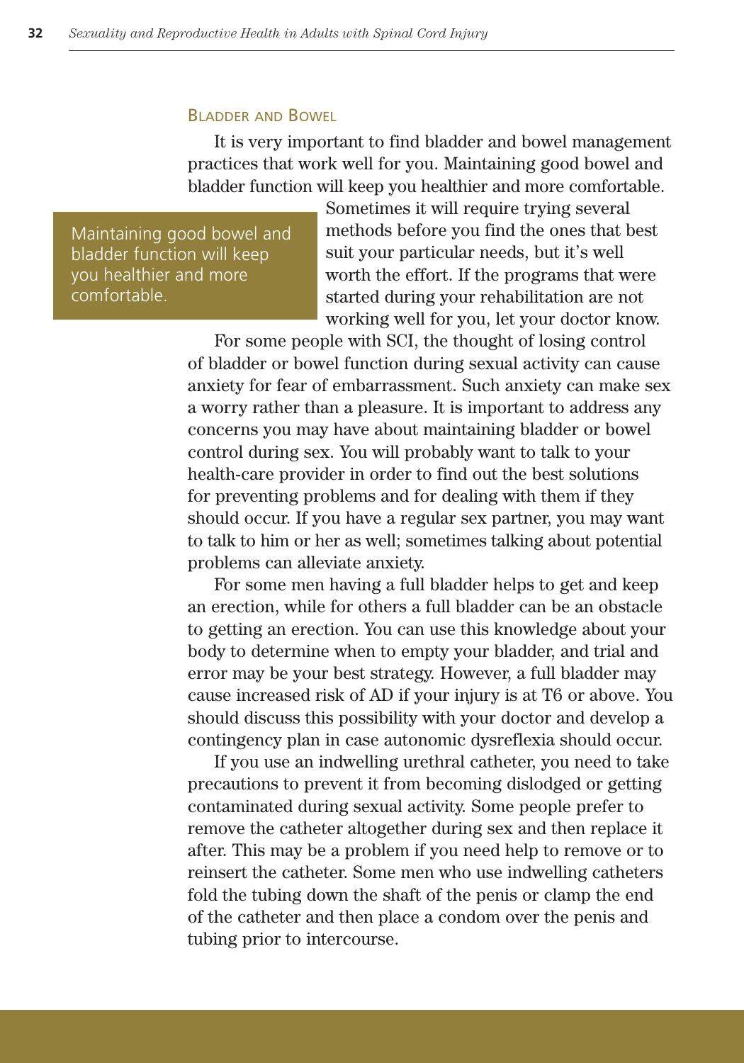## Bladder and Bowel

It is very important to find bladder and bowel management practices that work well for you. Maintaining good bowel and bladder function will keep you healthier and more comfortable. Sometimes it will require trying several methods before you find the ones that best suit your particular needs, but it's well worth the effort. If the programs that were started during your rehabilitation are not working well for you, let your doctor know.

> Maintaining good bowel and bladder function will keep you healthier and more comfortable.

For some people with SCI, the thought of losing control of bladder or bowel function during sexual activity can cause anxiety for fear of embarrassment. Such anxiety can make sex a worry rather than a pleasure. It is important to address any concerns you may have about maintaining bladder or bowel control during sex. You will probably want to talk to your health-care provider in order to find out the best solutions for preventing problems and for dealing with them if they should occur. If you have a regular sex partner, you may want to talk to him or her as well; sometimes talking about potential problems can alleviate anxiety.

For some men having a full bladder helps to get and keep an erection, while for others a full bladder can be an obstacle to getting an erection. You can use this knowledge about your body to determine when to empty your bladder, and trial and error may be your best strategy. However, a full bladder may cause increased risk of AD if your injury is at T6 or above. You should discuss this possibility with your doctor and develop a contingency plan in case autonomic dysreflexia should occur.

If you use an indwelling urethral catheter, you need to take precautions to prevent it from becoming dislodged or getting contaminated during sexual activity. Some people prefer to remove the catheter altogether during sex and then replace it after. This may be a problem if you need help to remove or to reinsert the catheter. Some men who use indwelling catheters fold the tubing down the shaft of the penis or clamp the end of the catheter and then place a condom over the penis and tubing prior to intercourse.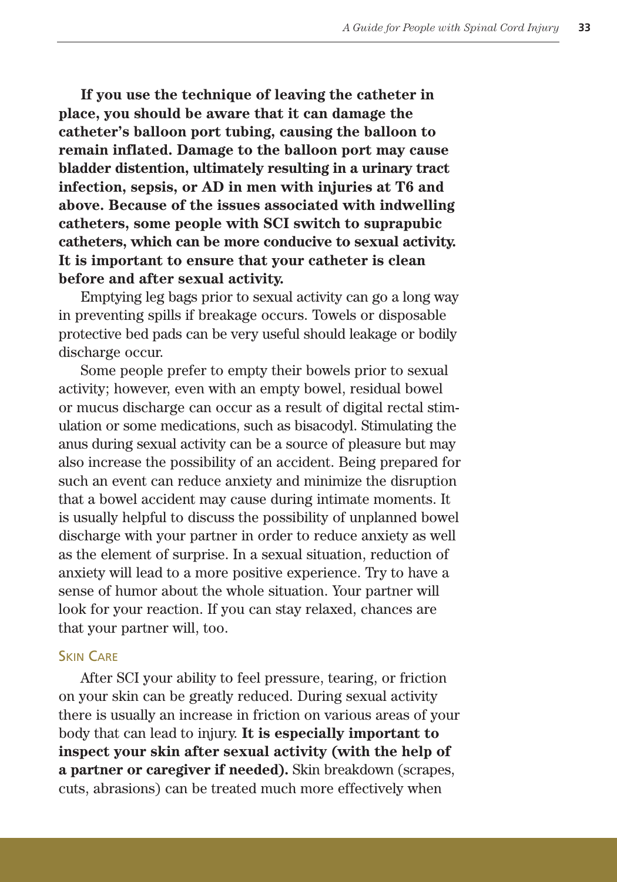**If you use the technique of leaving the catheter in place, you should be aware that it can damage the catheter's balloon port tubing, causing the balloon to remain inflated. Damage to the balloon port may cause bladder distention, ultimately resulting in a urinary tract infection, sepsis, or AD in men with injuries at T6 and above. Because of the issues associated with indwelling catheters, some people with SCI switch to suprapubic catheters, which can be more conducive to sexual activity. It is important to ensure that your catheter is clean before and after sexual activity.**

Emptying leg bags prior to sexual activity can go a long way in preventing spills if breakage occurs. Towels or disposable protective bed pads can be very useful should leakage or bodily discharge occur.

Some people prefer to empty their bowels prior to sexual activity; however, even with an empty bowel, residual bowel or mucus discharge can occur as a result of digital rectal stimulation or some medications, such as bisacodyl. Stimulating the anus during sexual activity can be a source of pleasure but may also increase the possibility of an accident. Being prepared for such an event can reduce anxiety and minimize the disruption that a bowel accident may cause during intimate moments. It is usually helpful to discuss the possibility of unplanned bowel discharge with your partner in order to reduce anxiety as well as the element of surprise. In a sexual situation, reduction of anxiety will lead to a more positive experience. Try to have a sense of humor about the whole situation. Your partner will look for your reaction. If you can stay relaxed, chances are that your partner will, too.

### Skin Care

After SCI your ability to feel pressure, tearing, or friction on your skin can be greatly reduced. During sexual activity there is usually an increase in friction on various areas of your body that can lead to injury. **It is especially important to inspect your skin after sexual activity (with the help of a partner or caregiver if needed).** Skin breakdown (scrapes, cuts, abrasions) can be treated much more effectively when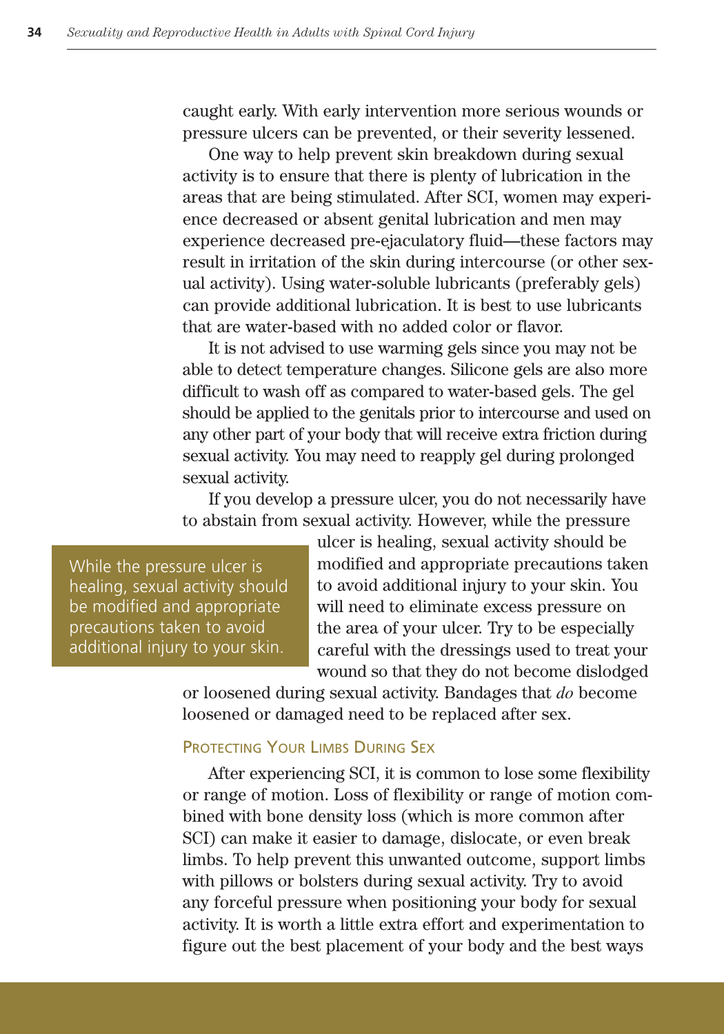caught early. With early intervention more serious wounds or pressure ulcers can be prevented, or their severity lessened.

One way to help prevent skin breakdown during sexual activity is to ensure that there is plenty of lubrication in the areas that are being stimulated. After SCI, women may experience decreased or absent genital lubrication and men may experience decreased pre-ejaculatory fluid—these factors may result in irritation of the skin during intercourse (or other sexual activity). Using water-soluble lubricants (preferably gels) can provide additional lubrication. It is best to use lubricants that are water-based with no added color or flavor.

It is not advised to use warming gels since you may not be able to detect temperature changes. Silicone gels are also more difficult to wash off as compared to water-based gels. The gel should be applied to the genitals prior to intercourse and used on any other part of your body that will receive extra friction during sexual activity. You may need to reapply gel during prolonged sexual activity.

If you develop a pressure ulcer, you do not necessarily have to abstain from sexual activity. However, while the pressure ulcer is healing, sexual activity should be modified and appropriate precautions taken to avoid additional injury to your skin. You will need to eliminate excess pressure on the area of your ulcer. Try to be especially careful with the dressings used to treat your wound so that they do not become dislodged or loosened during sexual activity. Bandages that *do* become loosened or damaged need to be replaced after sex.

> While the pressure ulcer is healing, sexual activity should be modified and appropriate precautions taken to avoid additional injury to your skin.

### Protecting Your Limbs During Sex

After experiencing SCI, it is common to lose some flexibility or range of motion. Loss of flexibility or range of motion combined with bone density loss (which is more common after SCI) can make it easier to damage, dislocate, or even break limbs. To help prevent this unwanted outcome, support limbs with pillows or bolsters during sexual activity. Try to avoid any forceful pressure when positioning your body for sexual activity. It is worth a little extra effort and experimentation to figure out the best placement of your body and the best ways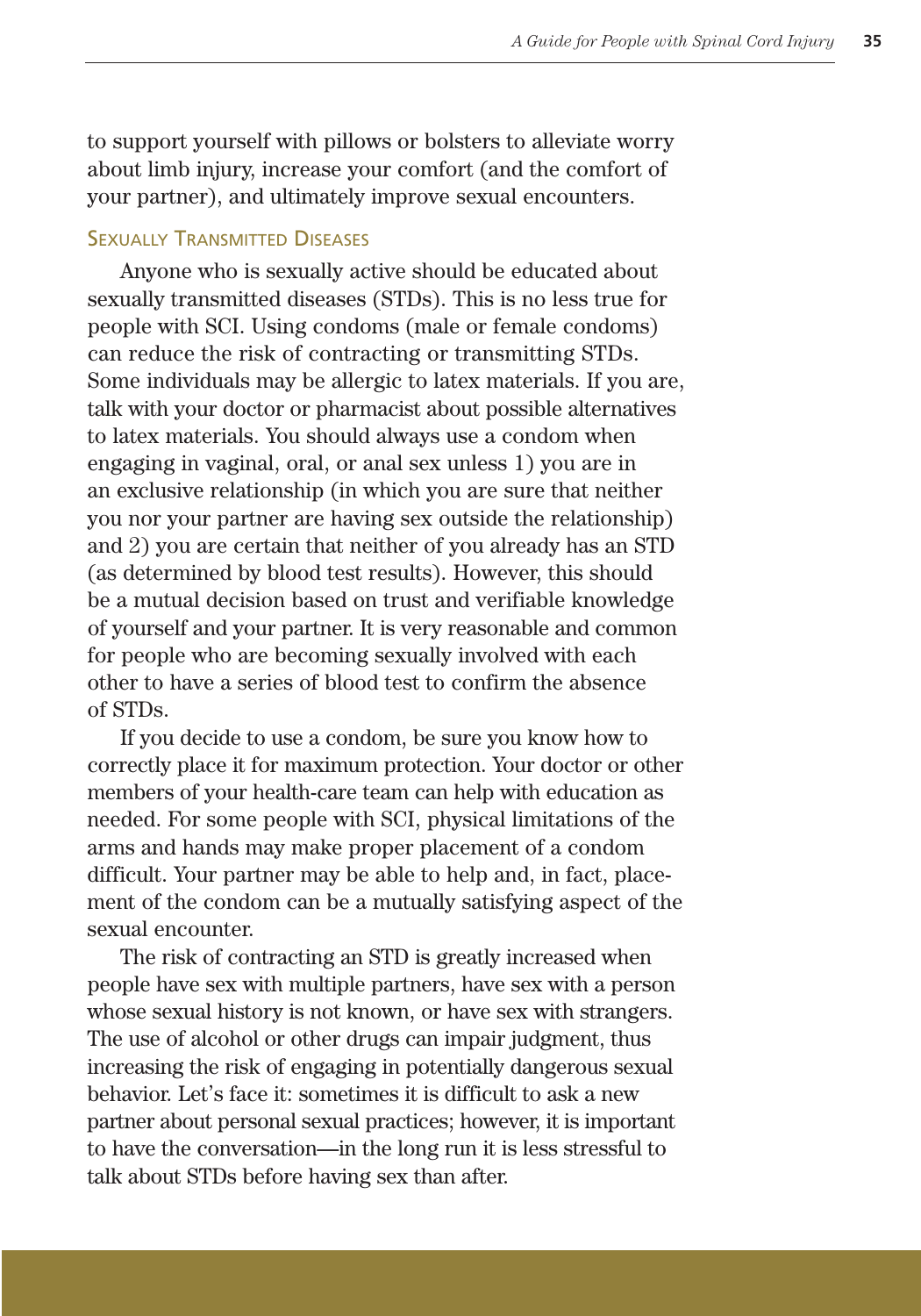to support yourself with pillows or bolsters to alleviate worry about limb injury, increase your comfort (and the comfort of your partner), and ultimately improve sexual encounters.

### Sexually Transmitted Diseases

Anyone who is sexually active should be educated about sexually transmitted diseases (STDs). This is no less true for people with SCI. Using condoms (male or female condoms) can reduce the risk of contracting or transmitting STDs. Some individuals may be allergic to latex materials. If you are, talk with your doctor or pharmacist about possible alternatives to latex materials. You should always use a condom when engaging in vaginal, oral, or anal sex unless 1) you are in an exclusive relationship (in which you are sure that neither you nor your partner are having sex outside the relationship) and 2) you are certain that neither of you already has an STD (as determined by blood test results). However, this should be a mutual decision based on trust and verifiable knowledge of yourself and your partner. It is very reasonable and common for people who are becoming sexually involved with each other to have a series of blood test to confirm the absence of STDs.

If you decide to use a condom, be sure you know how to correctly place it for maximum protection. Your doctor or other members of your health-care team can help with education as needed. For some people with SCI, physical limitations of the arms and hands may make proper placement of a condom difficult. Your partner may be able to help and, in fact, placement of the condom can be a mutually satisfying aspect of the sexual encounter.

The risk of contracting an STD is greatly increased when people have sex with multiple partners, have sex with a person whose sexual history is not known, or have sex with strangers. The use of alcohol or other drugs can impair judgment, thus increasing the risk of engaging in potentially dangerous sexual behavior. Let's face it: sometimes it is difficult to ask a new partner about personal sexual practices; however, it is important to have the conversation—in the long run it is less stressful to talk about STDs before having sex than after.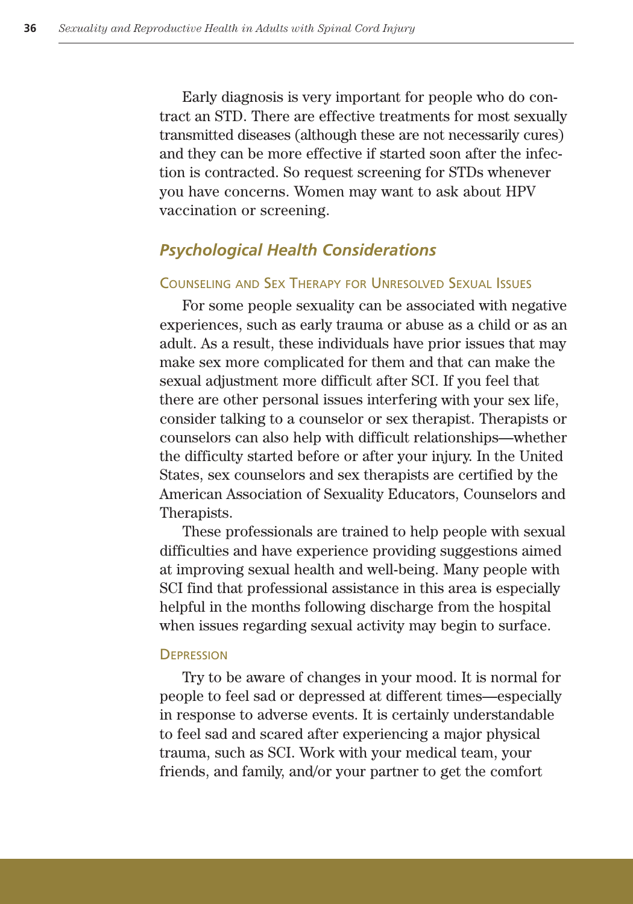Early diagnosis is very important for people who do contract an STD. There are effective treatments for most sexually transmitted diseases (although these are not necessarily cures) and they can be more effective if started soon after the infection is contracted. So request screening for STDs whenever you have concerns. Women may want to ask about HPV vaccination or screening.

## *Psychological Health Considerations*

### Counseling and Sex Therapy for Unresolved Sexual Issues

For some people sexuality can be associated with negative experiences, such as early trauma or abuse as a child or as an adult. As a result, these individuals have prior issues that may make sex more complicated for them and that can make the sexual adjustment more difficult after SCI. If you feel that there are other personal issues interfering with your sex life, consider talking to a counselor or sex therapist. Therapists or counselors can also help with difficult relationships—whether the difficulty started before or after your injury. In the United States, sex counselors and sex therapists are certified by the American Association of Sexuality Educators, Counselors and Therapists.

These professionals are trained to help people with sexual difficulties and have experience providing suggestions aimed at improving sexual health and well-being. Many people with SCI find that professional assistance in this area is especially helpful in the months following discharge from the hospital when issues regarding sexual activity may begin to surface.

### Depression

Try to be aware of changes in your mood. It is normal for people to feel sad or depressed at different times—especially in response to adverse events. It is certainly understandable to feel sad and scared after experiencing a major physical trauma, such as SCI. Work with your medical team, your friends, and family, and/or your partner to get the comfort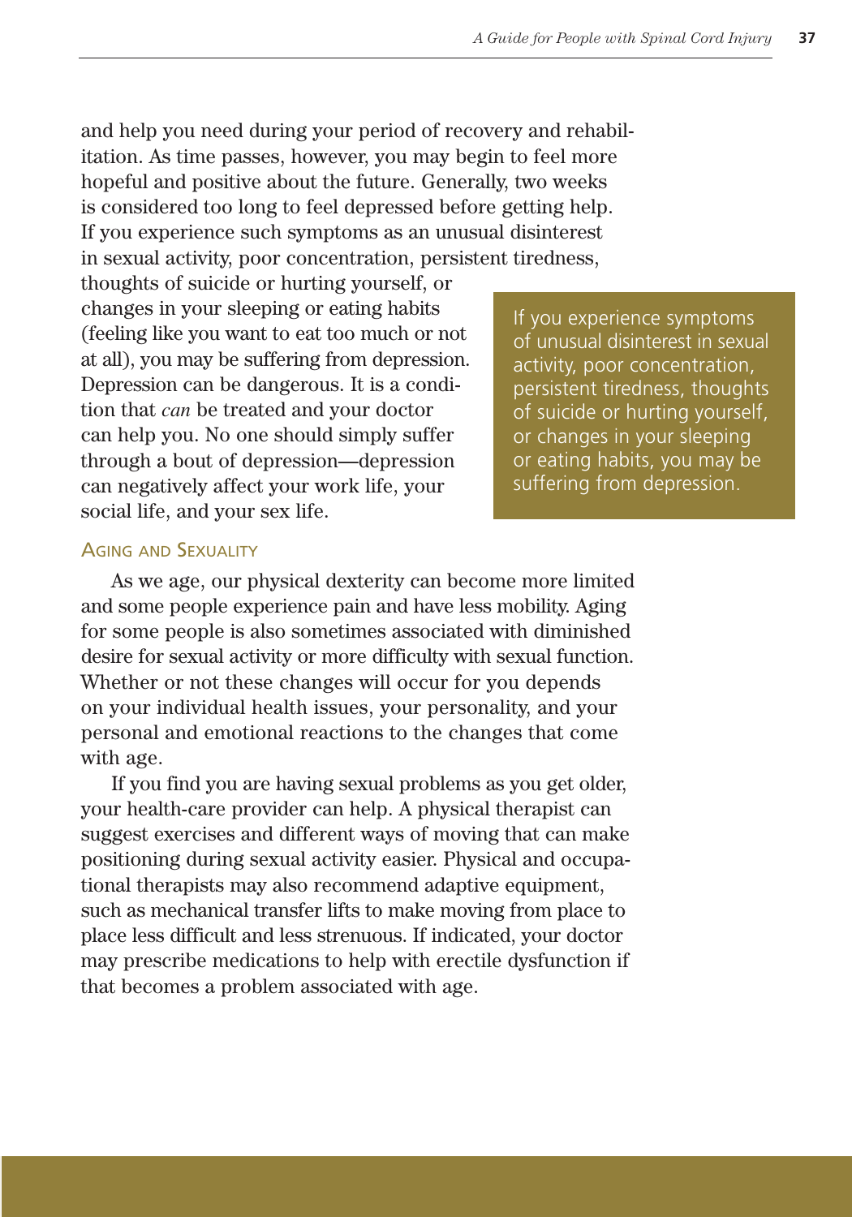and help you need during your period of recovery and rehabilitation. As time passes, however, you may begin to feel more hopeful and positive about the future. Generally, two weeks is considered too long to feel depressed before getting help. If you experience such symptoms as an unusual disinterest in sexual activity, poor concentration, persistent tiredness, thoughts of suicide or hurting yourself, or changes in your sleeping or eating habits (feeling like you want to eat too much or not at all), you may be suffering from depression. Depression can be dangerous. It is a condition that *can* be treated and your doctor can help you. No one should simply suffer through a bout of depression—depression can negatively affect your work life, your social life, and your sex life.

> If you experience symptoms of unusual disinterest in sexual activity, poor concentration, persistent tiredness, thoughts of suicide or hurting yourself, or changes in your sleeping or eating habits, you may be suffering from depression.

## Aging and Sexuality

As we age, our physical dexterity can become more limited and some people experience pain and have less mobility. Aging for some people is also sometimes associated with diminished desire for sexual activity or more difficulty with sexual function. Whether or not these changes will occur for you depends on your individual health issues, your personality, and your personal and emotional reactions to the changes that come with age.

If you find you are having sexual problems as you get older, your health-care provider can help. A physical therapist can suggest exercises and different ways of moving that can make positioning during sexual activity easier. Physical and occupational therapists may also recommend adaptive equipment, such as mechanical transfer lifts to make moving from place to place less difficult and less strenuous. If indicated, your doctor may prescribe medications to help with erectile dysfunction if that becomes a problem associated with age.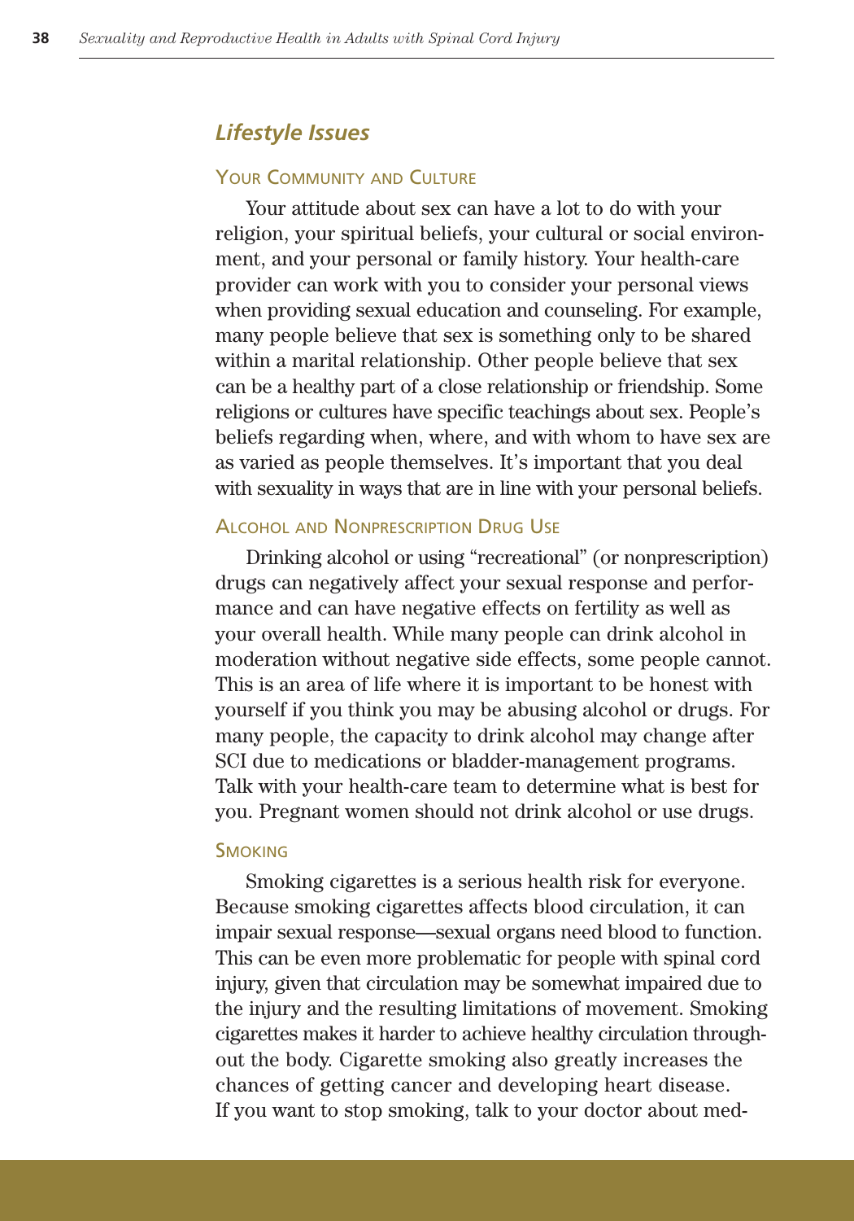## *Lifestyle Issues*

### Your Community and Culture

Your attitude about sex can have a lot to do with your religion, your spiritual beliefs, your cultural or social environment, and your personal or family history. Your health-care provider can work with you to consider your personal views when providing sexual education and counseling. For example, many people believe that sex is something only to be shared within a marital relationship. Other people believe that sex can be a healthy part of a close relationship or friendship. Some religions or cultures have specific teachings about sex. People's beliefs regarding when, where, and with whom to have sex are as varied as people themselves. It's important that you deal with sexuality in ways that are in line with your personal beliefs.

### Alcohol and Nonprescription Drug Use

Drinking alcohol or using "recreational" (or nonprescription) drugs can negatively affect your sexual response and performance and can have negative effects on fertility as well as your overall health. While many people can drink alcohol in moderation without negative side effects, some people cannot. This is an area of life where it is important to be honest with yourself if you think you may be abusing alcohol or drugs. For many people, the capacity to drink alcohol may change after SCI due to medications or bladder-management programs. Talk with your health-care team to determine what is best for you. Pregnant women should not drink alcohol or use drugs.

### Smoking

Smoking cigarettes is a serious health risk for everyone. Because smoking cigarettes affects blood circulation, it can impair sexual response—sexual organs need blood to function. This can be even more problematic for people with spinal cord injury, given that circulation may be somewhat impaired due to the injury and the resulting limitations of movement. Smoking cigarettes makes it harder to achieve healthy circulation throughout the body. Cigarette smoking also greatly increases the chances of getting cancer and developing heart disease. If you want to stop smoking, talk to your doctor about med-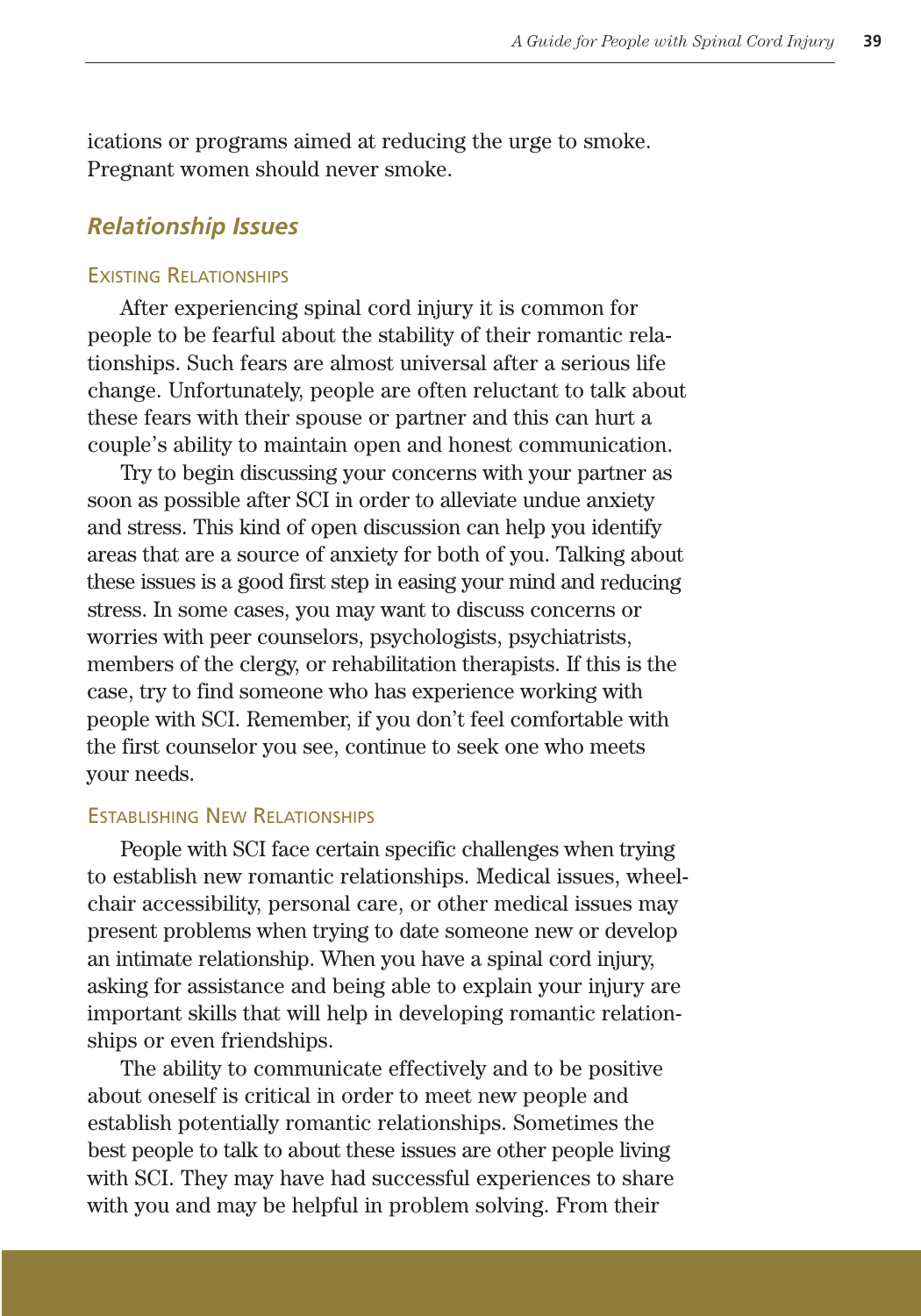ications or programs aimed at reducing the urge to smoke. Pregnant women should never smoke.

## *Relationship Issues*

### Existing Relationships

After experiencing spinal cord injury it is common for people to be fearful about the stability of their romantic relationships. Such fears are almost universal after a serious life change. Unfortunately, people are often reluctant to talk about these fears with their spouse or partner and this can hurt a couple's ability to maintain open and honest communication.

Try to begin discussing your concerns with your partner as soon as possible after SCI in order to alleviate undue anxiety and stress. This kind of open discussion can help you identify areas that are a source of anxiety for both of you. Talking about these issues is a good first step in easing your mind and reducing stress. In some cases, you may want to discuss concerns or worries with peer counselors, psychologists, psychiatrists, members of the clergy, or rehabilitation therapists. If this is the case, try to find someone who has experience working with people with SCI. Remember, if you don't feel comfortable with the first counselor you see, continue to seek one who meets your needs.

### Establishing New Relationships

People with SCI face certain specific challenges when trying to establish new romantic relationships. Medical issues, wheelchair accessibility, personal care, or other medical issues may present problems when trying to date someone new or develop an intimate relationship. When you have a spinal cord injury, asking for assistance and being able to explain your injury are important skills that will help in developing romantic relationships or even friendships.

The ability to communicate effectively and to be positive about oneself is critical in order to meet new people and establish potentially romantic relationships. Sometimes the best people to talk to about these issues are other people living with SCI. They may have had successful experiences to share with you and may be helpful in problem solving. From their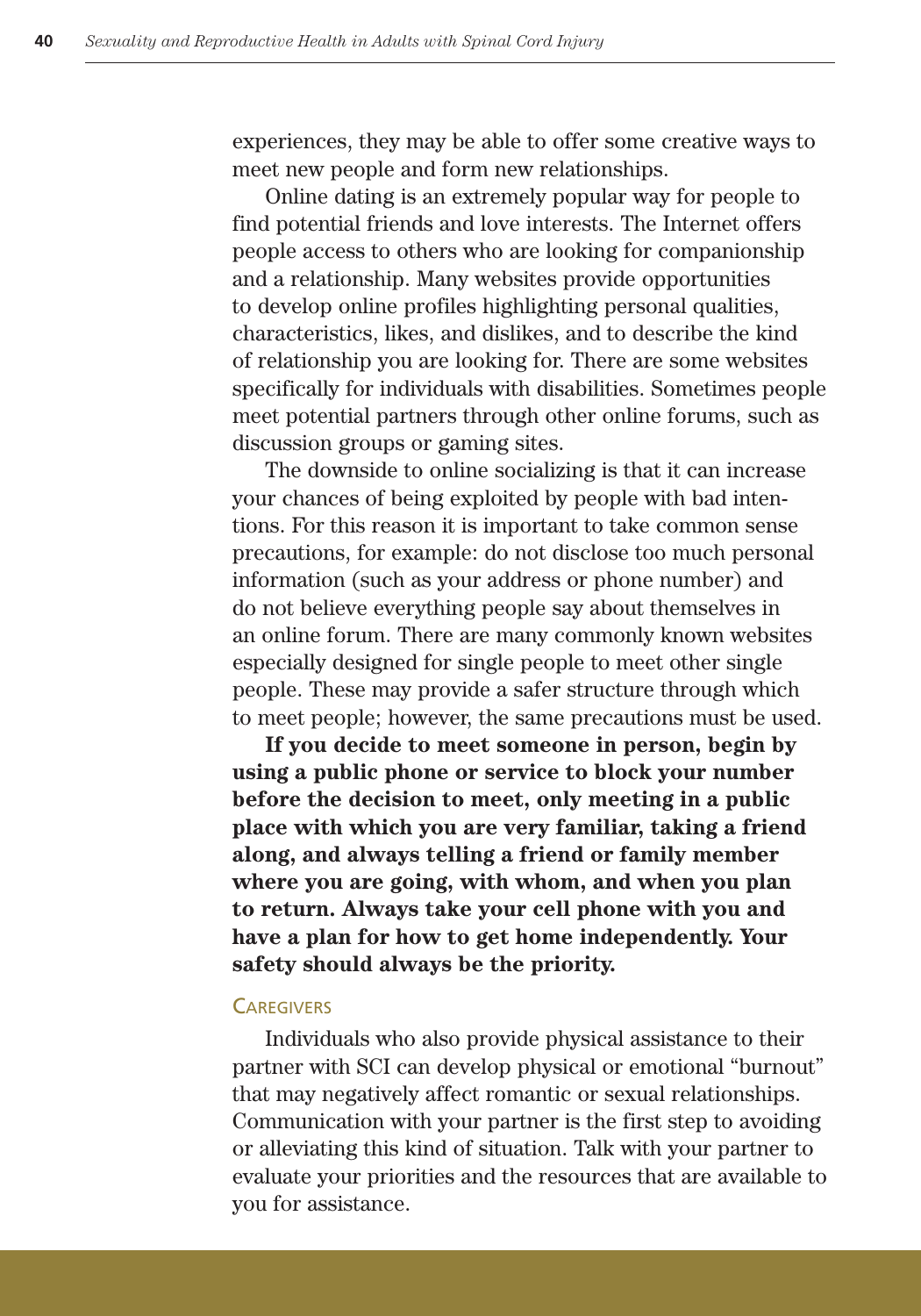experiences, they may be able to offer some creative ways to meet new people and form new relationships.

Online dating is an extremely popular way for people to find potential friends and love interests. The Internet offers people access to others who are looking for companionship and a relationship. Many websites provide opportunities to develop online profiles highlighting personal qualities, characteristics, likes, and dislikes, and to describe the kind of relationship you are looking for. There are some websites specifically for individuals with disabilities. Sometimes people meet potential partners through other online forums, such as discussion groups or gaming sites.

The downside to online socializing is that it can increase your chances of being exploited by people with bad intentions. For this reason it is important to take common sense precautions, for example: do not disclose too much personal information (such as your address or phone number) and do not believe everything people say about themselves in an online forum. There are many commonly known websites especially designed for single people to meet other single people. These may provide a safer structure through which to meet people; however, the same precautions must be used.

**If you decide to meet someone in person, begin by using a public phone or service to block your number before the decision to meet, only meeting in a public place with which you are very familiar, taking a friend along, and always telling a friend or family member where you are going, with whom, and when you plan to return. Always take your cell phone with you and have a plan for how to get home independently. Your safety should always be the priority.**

### Caregivers

Individuals who also provide physical assistance to their partner with SCI can develop physical or emotional "burnout" that may negatively affect romantic or sexual relationships. Communication with your partner is the first step to avoiding or alleviating this kind of situation. Talk with your partner to evaluate your priorities and the resources that are available to you for assistance.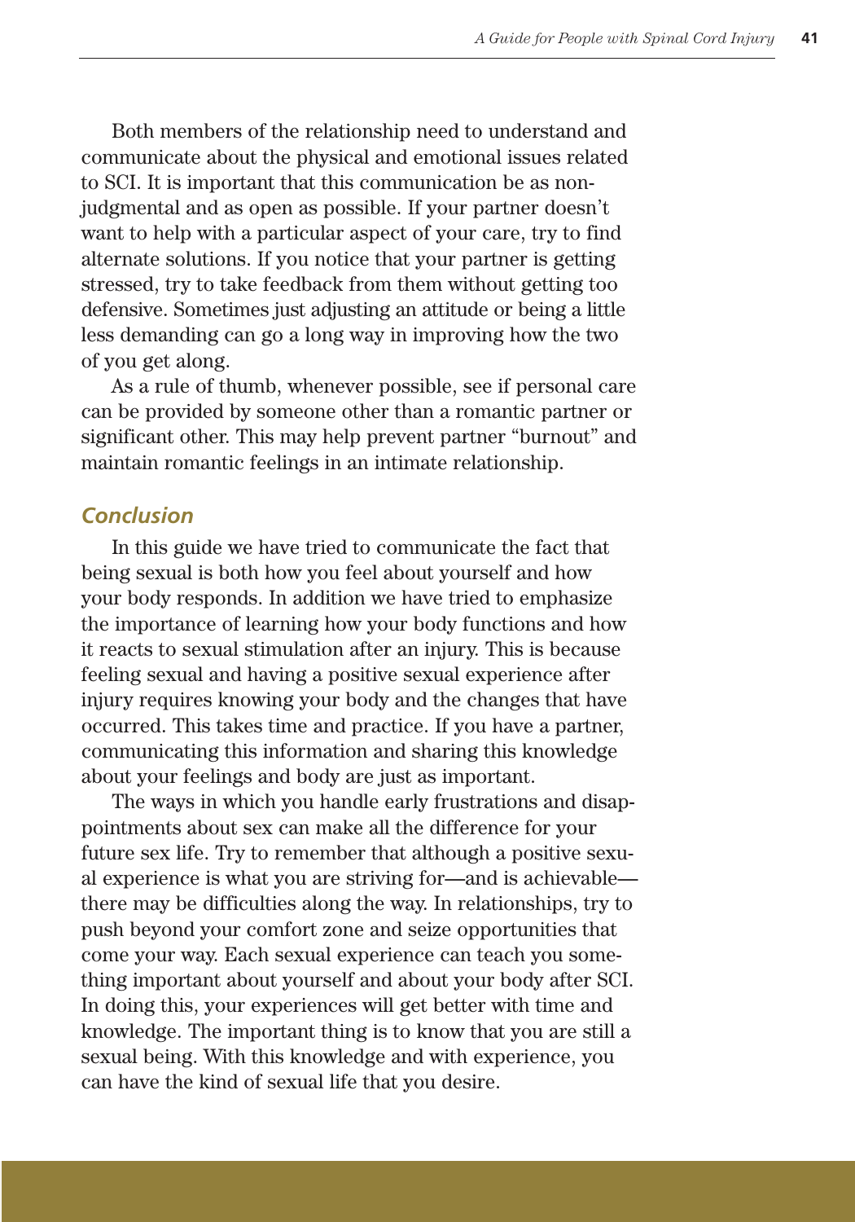Both members of the relationship need to understand and communicate about the physical and emotional issues related to SCI. It is important that this communication be as non-judgmental and as open as possible. If your partner doesn't want to help with a particular aspect of your care, try to find alternate solutions. If you notice that your partner is getting stressed, try to take feedback from them without getting too defensive. Sometimes just adjusting an attitude or being a little less demanding can go a long way in improving how the two of you get along.

As a rule of thumb, whenever possible, see if personal care can be provided by someone other than a romantic partner or significant other. This may help prevent partner "burnout" and maintain romantic feelings in an intimate relationship.

### *Conclusion*

In this guide we have tried to communicate the fact that being sexual is both how you feel about yourself and how your body responds. In addition we have tried to emphasize the importance of learning how your body functions and how it reacts to sexual stimulation after an injury. This is because feeling sexual and having a positive sexual experience after injury requires knowing your body and the changes that have occurred. This takes time and practice. If you have a partner, communicating this information and sharing this knowledge about your feelings and body are just as important.

The ways in which you handle early frustrations and disappointments about sex can make all the difference for your future sex life. Try to remember that although a positive sexual experience is what you are striving for—and is achievable—there may be difficulties along the way. In relationships, try to push beyond your comfort zone and seize opportunities that come your way. Each sexual experience can teach you something important about yourself and about your body after SCI. In doing this, your experiences will get better with time and knowledge. The important thing is to know that you are still a sexual being. With this knowledge and with experience, you can have the kind of sexual life that you desire.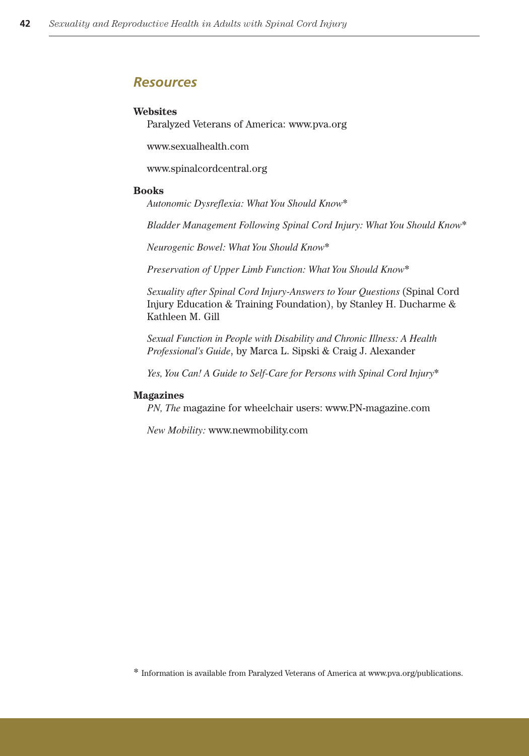## *Resources*

**Websites**

Paralyzed Veterans of America: www.pva.org

www.sexualhealth.com

www.spinalcordcentral.org

**Books**

*Autonomic Dysreflexia: What You Should Know**

*Bladder Management Following Spinal Cord Injury: What You Should Know**

*Neurogenic Bowel: What You Should Know**

*Preservation of Upper Limb Function: What You Should Know**

*Sexuality after Spinal Cord Injury-Answers to Your Questions* (Spinal Cord Injury Education & Training Foundation), by Stanley H. Ducharme & Kathleen M. Gill

*Sexual Function in People with Disability and Chronic Illness: A Health Professional's Guide*, by Marca L. Sipski & Craig J. Alexander

*Yes, You Can! A Guide to Self-Care for Persons with Spinal Cord Injury**

**Magazines**

*PN, The* magazine for wheelchair users: www.PN-magazine.com

*New Mobility:* www.newmobility.com

\* Information is available from Paralyzed Veterans of America at www.pva.org/publications.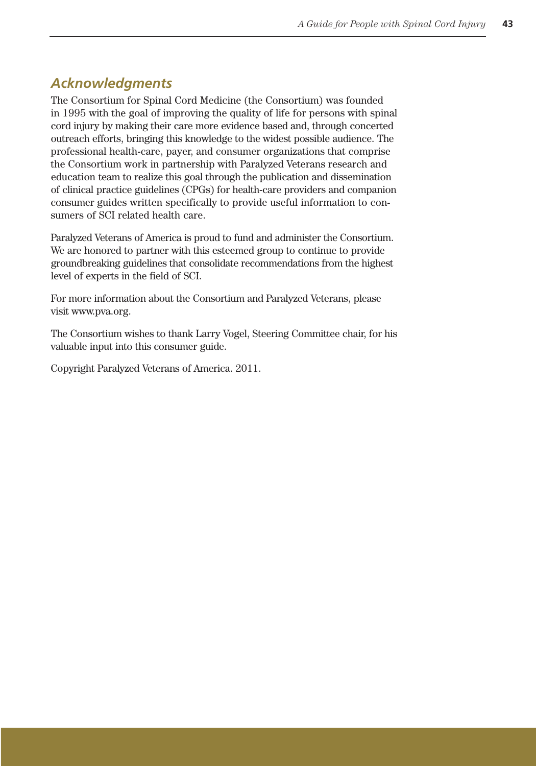## *Acknowledgments*

The Consortium for Spinal Cord Medicine (the Consortium) was founded in 1995 with the goal of improving the quality of life for persons with spinal cord injury by making their care more evidence based and, through concerted outreach efforts, bringing this knowledge to the widest possible audience. The professional health-care, payer, and consumer organizations that comprise the Consortium work in partnership with Paralyzed Veterans research and education team to realize this goal through the publication and dissemination of clinical practice guidelines (CPGs) for health-care providers and companion consumer guides written specifically to provide useful information to consumers of SCI related health care.

Paralyzed Veterans of America is proud to fund and administer the Consortium. We are honored to partner with this esteemed group to continue to provide groundbreaking guidelines that consolidate recommendations from the highest level of experts in the field of SCI.

For more information about the Consortium and Paralyzed Veterans, please visit www.pva.org.

The Consortium wishes to thank Larry Vogel, Steering Committee chair, for his valuable input into this consumer guide.

Copyright Paralyzed Veterans of America. 2011.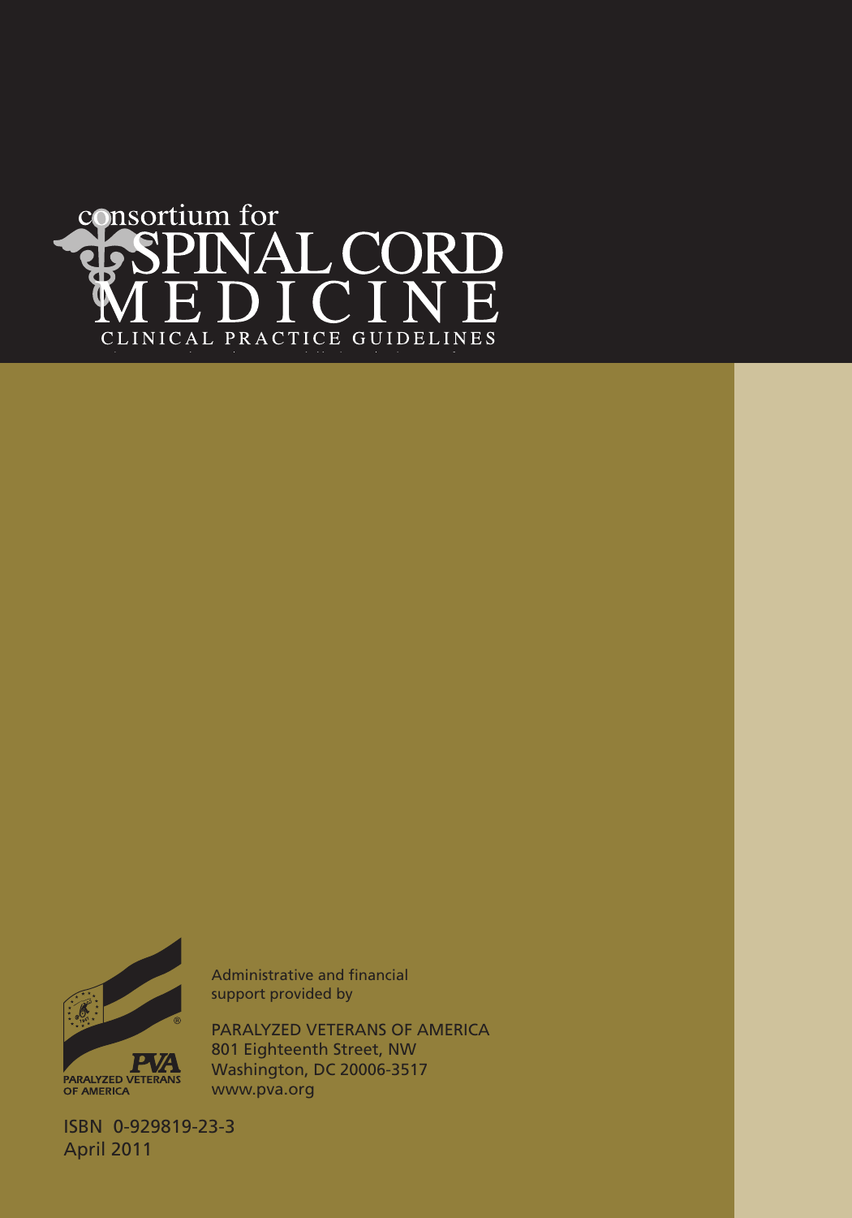consortium for

SPINAL CORD

MEDICINE

CLINICAL PRACTICE GUIDELINES

PARALYZED VETERANS OF AMERICA

Administrative and financial support provided by

PARALYZED VETERANS OF AMERICA
801 Eighteenth Street, NW
Washington, DC 20006-3517
www.pva.org

ISBN 0-929819-23-3
April 2011